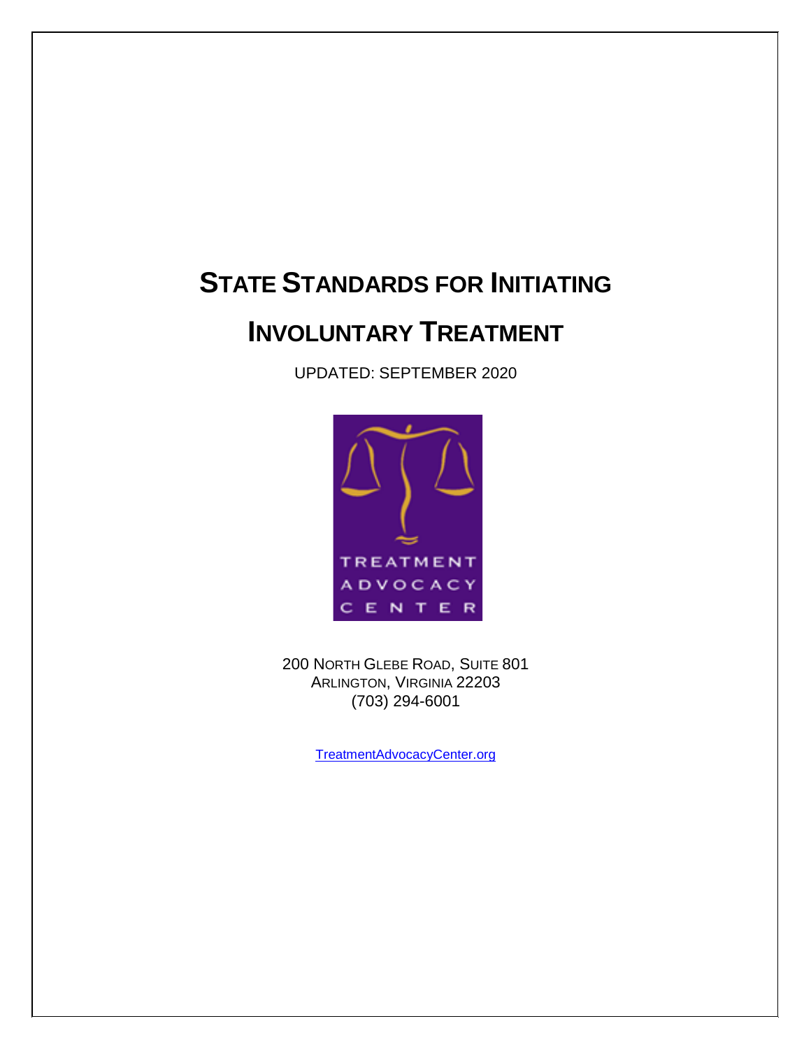# STATE STANDARDS FOR INITIATING INVOLUNTARY TREATMENT

UPDATED: SEPTEMBER 2020

TREATMENT ADVOCACY CENTER

200 NORTH GLEBE ROAD, SUITE 801
ARLINGTON, VIRGINIA 22203
(703) 294-6001

TreatmentAdvocacyCenter.org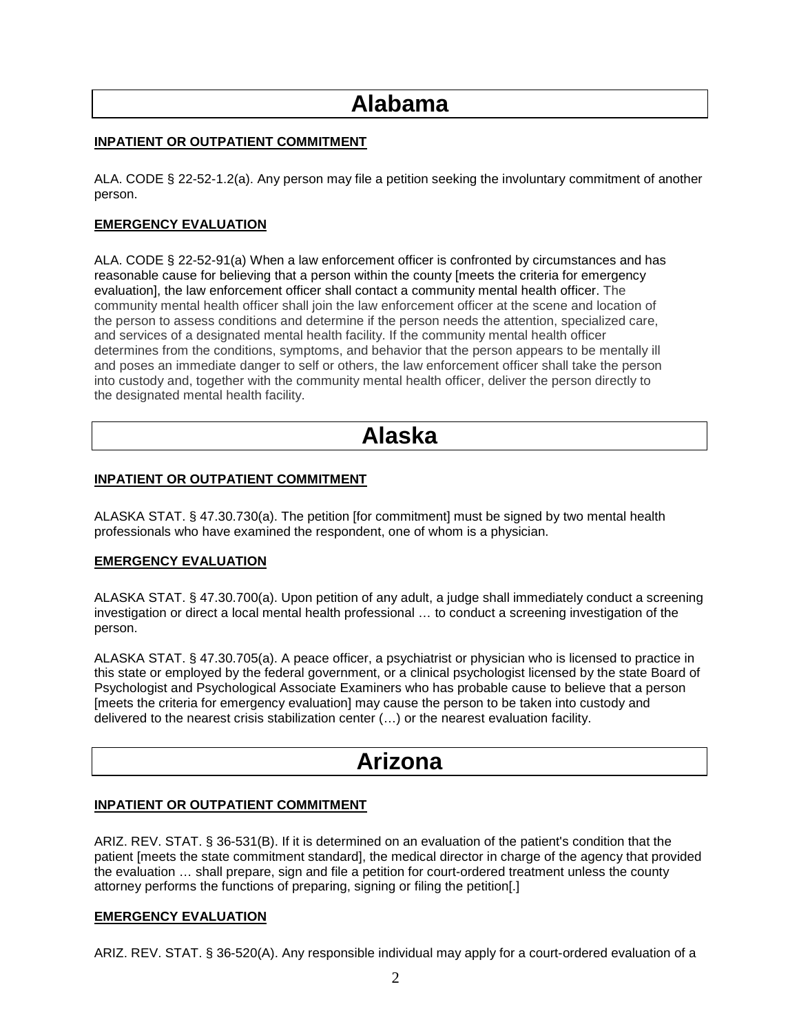# Alabama

**INPATIENT OR OUTPATIENT COMMITMENT**

ALA. CODE § 22-52-1.2(a). Any person may file a petition seeking the involuntary commitment of another person.

**EMERGENCY EVALUATION**

ALA. CODE § 22-52-91(a) When a law enforcement officer is confronted by circumstances and has reasonable cause for believing that a person within the county [meets the criteria for emergency evaluation], the law enforcement officer shall contact a community mental health officer. The community mental health officer shall join the law enforcement officer at the scene and location of the person to assess conditions and determine if the person needs the attention, specialized care, and services of a designated mental health facility. If the community mental health officer determines from the conditions, symptoms, and behavior that the person appears to be mentally ill and poses an immediate danger to self or others, the law enforcement officer shall take the person into custody and, together with the community mental health officer, deliver the person directly to the designated mental health facility.

# Alaska

**INPATIENT OR OUTPATIENT COMMITMENT**

ALASKA STAT. § 47.30.730(a). The petition [for commitment] must be signed by two mental health professionals who have examined the respondent, one of whom is a physician.

**EMERGENCY EVALUATION**

ALASKA STAT. § 47.30.700(a). Upon petition of any adult, a judge shall immediately conduct a screening investigation or direct a local mental health professional … to conduct a screening investigation of the person.

ALASKA STAT. § 47.30.705(a). A peace officer, a psychiatrist or physician who is licensed to practice in this state or employed by the federal government, or a clinical psychologist licensed by the state Board of Psychologist and Psychological Associate Examiners who has probable cause to believe that a person [meets the criteria for emergency evaluation] may cause the person to be taken into custody and delivered to the nearest crisis stabilization center (…) or the nearest evaluation facility.

# Arizona

**INPATIENT OR OUTPATIENT COMMITMENT**

ARIZ. REV. STAT. § 36-531(B). If it is determined on an evaluation of the patient's condition that the patient [meets the state commitment standard], the medical director in charge of the agency that provided the evaluation … shall prepare, sign and file a petition for court-ordered treatment unless the county attorney performs the functions of preparing, signing or filing the petition[.]

**EMERGENCY EVALUATION**

ARIZ. REV. STAT. § 36-520(A). Any responsible individual may apply for a court-ordered evaluation of a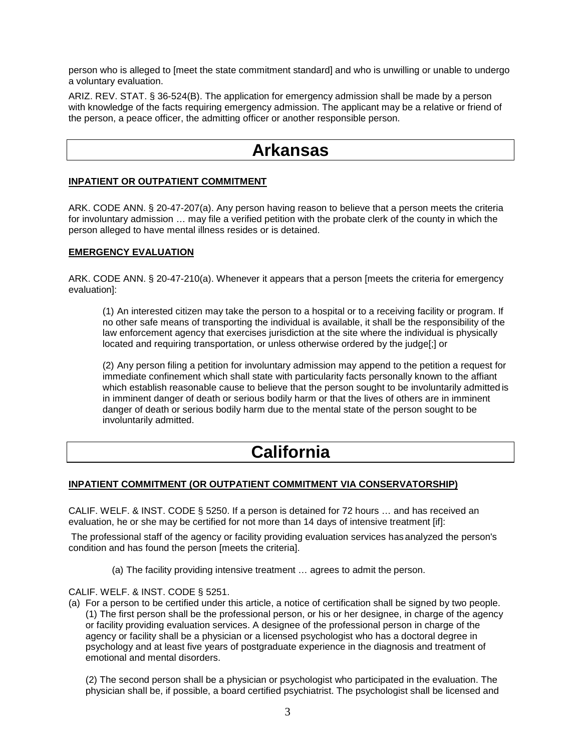person who is alleged to [meet the state commitment standard] and who is unwilling or unable to undergo a voluntary evaluation.

ARIZ. REV. STAT. § 36-524(B). The application for emergency admission shall be made by a person with knowledge of the facts requiring emergency admission. The applicant may be a relative or friend of the person, a peace officer, the admitting officer or another responsible person.

# Arkansas

**INPATIENT OR OUTPATIENT COMMITMENT**

ARK. CODE ANN. § 20-47-207(a). Any person having reason to believe that a person meets the criteria for involuntary admission … may file a verified petition with the probate clerk of the county in which the person alleged to have mental illness resides or is detained.

**EMERGENCY EVALUATION**

ARK. CODE ANN. § 20-47-210(a). Whenever it appears that a person [meets the criteria for emergency evaluation]:

> (1) An interested citizen may take the person to a hospital or to a receiving facility or program. If no other safe means of transporting the individual is available, it shall be the responsibility of the law enforcement agency that exercises jurisdiction at the site where the individual is physically located and requiring transportation, or unless otherwise ordered by the judge[;] or
>
> (2) Any person filing a petition for involuntary admission may append to the petition a request for immediate confinement which shall state with particularity facts personally known to the affiant which establish reasonable cause to believe that the person sought to be involuntarily admitted is in imminent danger of death or serious bodily harm or that the lives of others are in imminent danger of death or serious bodily harm due to the mental state of the person sought to be involuntarily admitted.

# California

**INPATIENT COMMITMENT (OR OUTPATIENT COMMITMENT VIA CONSERVATORSHIP)**

CALIF. WELF. & INST. CODE § 5250. If a person is detained for 72 hours … and has received an evaluation, he or she may be certified for not more than 14 days of intensive treatment [if]:

The professional staff of the agency or facility providing evaluation services has analyzed the person's condition and has found the person [meets the criteria].

> (a) The facility providing intensive treatment … agrees to admit the person.

CALIF. WELF. & INST. CODE § 5251.

(a) For a person to be certified under this article, a notice of certification shall be signed by two people.
    (1) The first person shall be the professional person, or his or her designee, in charge of the agency or facility providing evaluation services. A designee of the professional person in charge of the agency or facility shall be a physician or a licensed psychologist who has a doctoral degree in psychology and at least five years of postgraduate experience in the diagnosis and treatment of emotional and mental disorders.

    (2) The second person shall be a physician or psychologist who participated in the evaluation. The physician shall be, if possible, a board certified psychiatrist. The psychologist shall be licensed and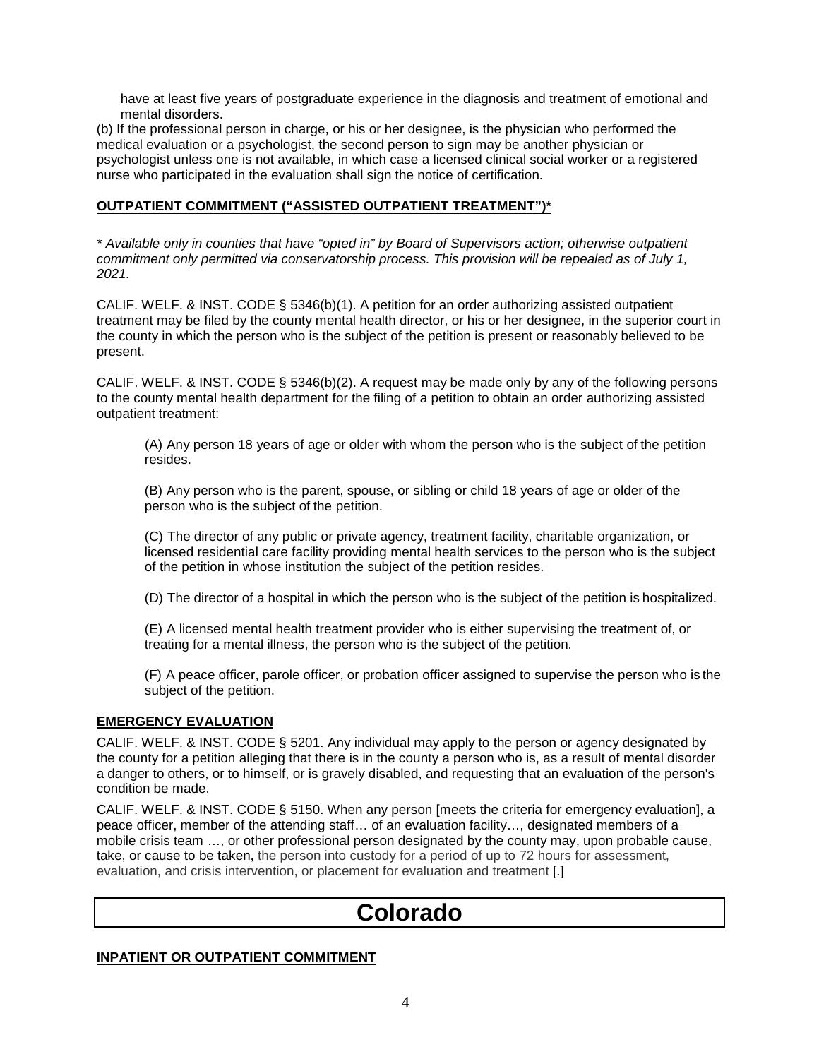have at least five years of postgraduate experience in the diagnosis and treatment of emotional and mental disorders.

(b) If the professional person in charge, or his or her designee, is the physician who performed the medical evaluation or a psychologist, the second person to sign may be another physician or psychologist unless one is not available, in which case a licensed clinical social worker or a registered nurse who participated in the evaluation shall sign the notice of certification.

**OUTPATIENT COMMITMENT ("ASSISTED OUTPATIENT TREATMENT")***

*\* Available only in counties that have "opted in" by Board of Supervisors action; otherwise outpatient commitment only permitted via conservatorship process. This provision will be repealed as of July 1, 2021.*

CALIF. WELF. & INST. CODE § 5346(b)(1). A petition for an order authorizing assisted outpatient treatment may be filed by the county mental health director, or his or her designee, in the superior court in the county in which the person who is the subject of the petition is present or reasonably believed to be present.

CALIF. WELF. & INST. CODE § 5346(b)(2). A request may be made only by any of the following persons to the county mental health department for the filing of a petition to obtain an order authorizing assisted outpatient treatment:

(A) Any person 18 years of age or older with whom the person who is the subject of the petition resides.

(B) Any person who is the parent, spouse, or sibling or child 18 years of age or older of the person who is the subject of the petition.

(C) The director of any public or private agency, treatment facility, charitable organization, or licensed residential care facility providing mental health services to the person who is the subject of the petition in whose institution the subject of the petition resides.

(D) The director of a hospital in which the person who is the subject of the petition is hospitalized.

(E) A licensed mental health treatment provider who is either supervising the treatment of, or treating for a mental illness, the person who is the subject of the petition.

(F) A peace officer, parole officer, or probation officer assigned to supervise the person who is the subject of the petition.

**EMERGENCY EVALUATION**

CALIF. WELF. & INST. CODE § 5201. Any individual may apply to the person or agency designated by the county for a petition alleging that there is in the county a person who is, as a result of mental disorder a danger to others, or to himself, or is gravely disabled, and requesting that an evaluation of the person's condition be made.

CALIF. WELF. & INST. CODE § 5150. When any person [meets the criteria for emergency evaluation], a peace officer, member of the attending staff… of an evaluation facility…, designated members of a mobile crisis team …, or other professional person designated by the county may, upon probable cause, take, or cause to be taken, the person into custody for a period of up to 72 hours for assessment, evaluation, and crisis intervention, or placement for evaluation and treatment [.]

# Colorado

**INPATIENT OR OUTPATIENT COMMITMENT**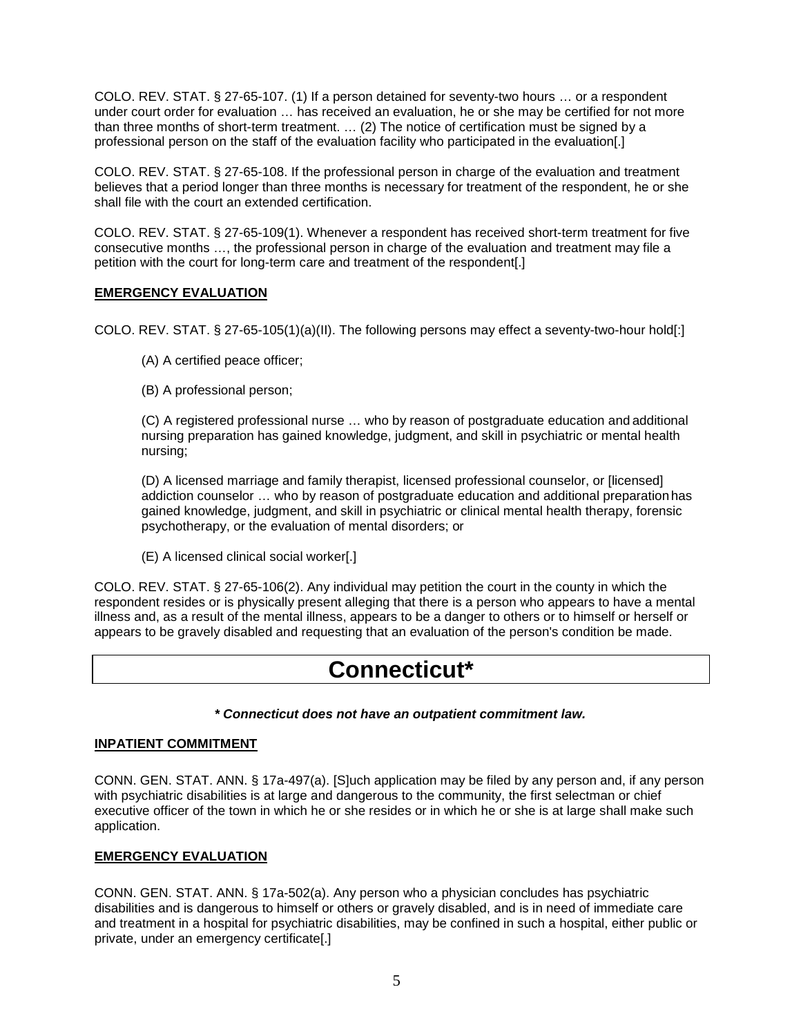COLO. REV. STAT. § 27-65-107. (1) If a person detained for seventy-two hours … or a respondent under court order for evaluation … has received an evaluation, he or she may be certified for not more than three months of short-term treatment. … (2) The notice of certification must be signed by a professional person on the staff of the evaluation facility who participated in the evaluation[.]

COLO. REV. STAT. § 27-65-108. If the professional person in charge of the evaluation and treatment believes that a period longer than three months is necessary for treatment of the respondent, he or she shall file with the court an extended certification.

COLO. REV. STAT. § 27-65-109(1). Whenever a respondent has received short-term treatment for five consecutive months …, the professional person in charge of the evaluation and treatment may file a petition with the court for long-term care and treatment of the respondent[.]

**EMERGENCY EVALUATION**

COLO. REV. STAT. § 27-65-105(1)(a)(II). The following persons may effect a seventy-two-hour hold[:]

(A) A certified peace officer;

(B) A professional person;

(C) A registered professional nurse … who by reason of postgraduate education and additional nursing preparation has gained knowledge, judgment, and skill in psychiatric or mental health nursing;

(D) A licensed marriage and family therapist, licensed professional counselor, or [licensed] addiction counselor … who by reason of postgraduate education and additional preparation has gained knowledge, judgment, and skill in psychiatric or clinical mental health therapy, forensic psychotherapy, or the evaluation of mental disorders; or

(E) A licensed clinical social worker[.]

COLO. REV. STAT. § 27-65-106(2). Any individual may petition the court in the county in which the respondent resides or is physically present alleging that there is a person who appears to have a mental illness and, as a result of the mental illness, appears to be a danger to others or to himself or herself or appears to be gravely disabled and requesting that an evaluation of the person's condition be made.

# Connecticut*

***\* Connecticut does not have an outpatient commitment law.***

**INPATIENT COMMITMENT**

CONN. GEN. STAT. ANN. § 17a-497(a). [S]uch application may be filed by any person and, if any person with psychiatric disabilities is at large and dangerous to the community, the first selectman or chief executive officer of the town in which he or she resides or in which he or she is at large shall make such application.

**EMERGENCY EVALUATION**

CONN. GEN. STAT. ANN. § 17a-502(a). Any person who a physician concludes has psychiatric disabilities and is dangerous to himself or others or gravely disabled, and is in need of immediate care and treatment in a hospital for psychiatric disabilities, may be confined in such a hospital, either public or private, under an emergency certificate[.]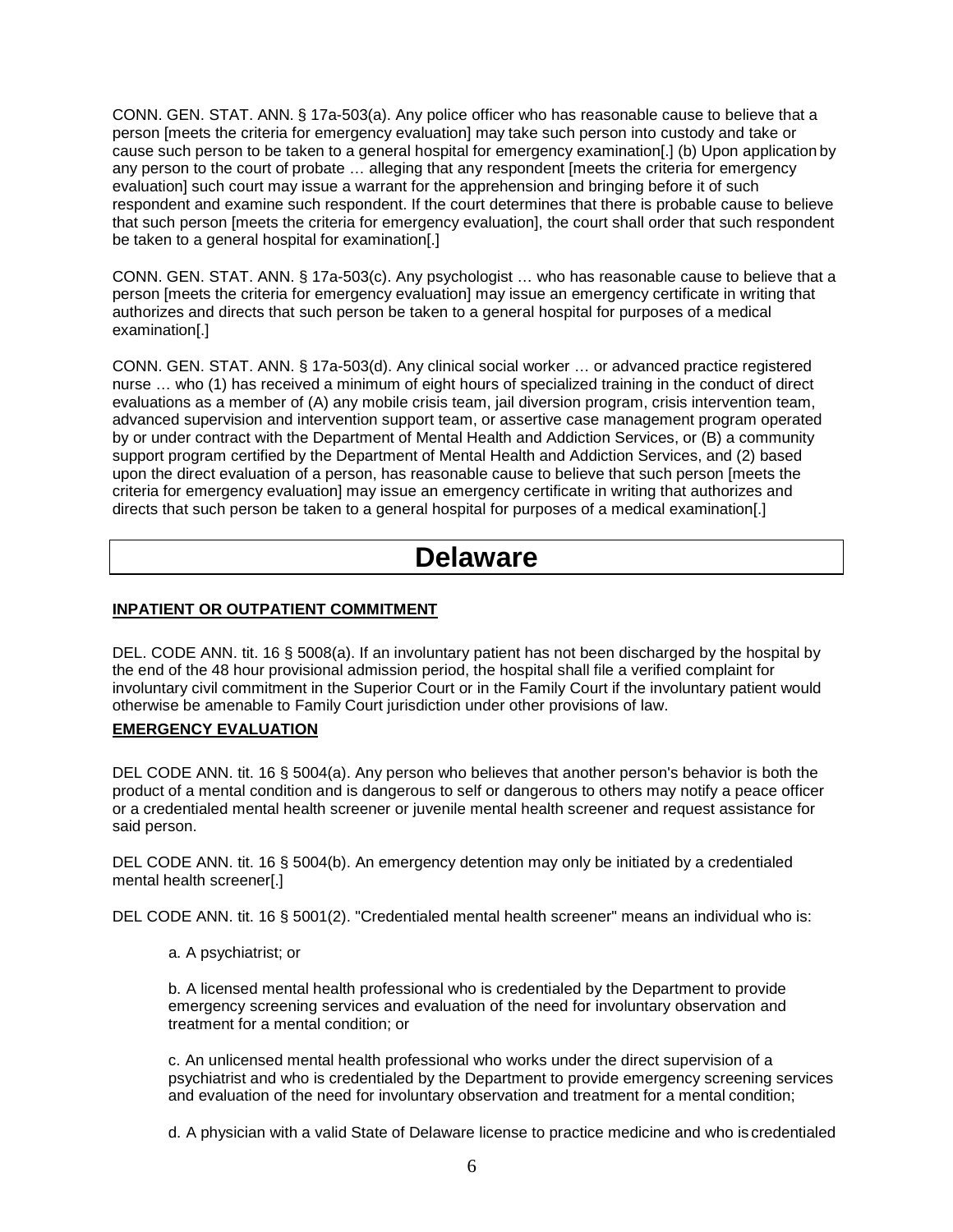CONN. GEN. STAT. ANN. § 17a-503(a). Any police officer who has reasonable cause to believe that a person [meets the criteria for emergency evaluation] may take such person into custody and take or cause such person to be taken to a general hospital for emergency examination[.] (b) Upon application by any person to the court of probate … alleging that any respondent [meets the criteria for emergency evaluation] such court may issue a warrant for the apprehension and bringing before it of such respondent and examine such respondent. If the court determines that there is probable cause to believe that such person [meets the criteria for emergency evaluation], the court shall order that such respondent be taken to a general hospital for examination[.]

CONN. GEN. STAT. ANN. § 17a-503(c). Any psychologist … who has reasonable cause to believe that a person [meets the criteria for emergency evaluation] may issue an emergency certificate in writing that authorizes and directs that such person be taken to a general hospital for purposes of a medical examination[.]

CONN. GEN. STAT. ANN. § 17a-503(d). Any clinical social worker … or advanced practice registered nurse … who (1) has received a minimum of eight hours of specialized training in the conduct of direct evaluations as a member of (A) any mobile crisis team, jail diversion program, crisis intervention team, advanced supervision and intervention support team, or assertive case management program operated by or under contract with the Department of Mental Health and Addiction Services, or (B) a community support program certified by the Department of Mental Health and Addiction Services, and (2) based upon the direct evaluation of a person, has reasonable cause to believe that such person [meets the criteria for emergency evaluation] may issue an emergency certificate in writing that authorizes and directs that such person be taken to a general hospital for purposes of a medical examination[.]

# Delaware

**INPATIENT OR OUTPATIENT COMMITMENT**

DEL. CODE ANN. tit. 16 § 5008(a). If an involuntary patient has not been discharged by the hospital by the end of the 48 hour provisional admission period, the hospital shall file a verified complaint for involuntary civil commitment in the Superior Court or in the Family Court if the involuntary patient would otherwise be amenable to Family Court jurisdiction under other provisions of law.

**EMERGENCY EVALUATION**

DEL CODE ANN. tit. 16 § 5004(a). Any person who believes that another person's behavior is both the product of a mental condition and is dangerous to self or dangerous to others may notify a peace officer or a credentialed mental health screener or juvenile mental health screener and request assistance for said person.

DEL CODE ANN. tit. 16 § 5004(b). An emergency detention may only be initiated by a credentialed mental health screener[.]

DEL CODE ANN. tit. 16 § 5001(2). "Credentialed mental health screener" means an individual who is:

a. A psychiatrist; or

b. A licensed mental health professional who is credentialed by the Department to provide emergency screening services and evaluation of the need for involuntary observation and treatment for a mental condition; or

c. An unlicensed mental health professional who works under the direct supervision of a psychiatrist and who is credentialed by the Department to provide emergency screening services and evaluation of the need for involuntary observation and treatment for a mental condition;

d. A physician with a valid State of Delaware license to practice medicine and who is credentialed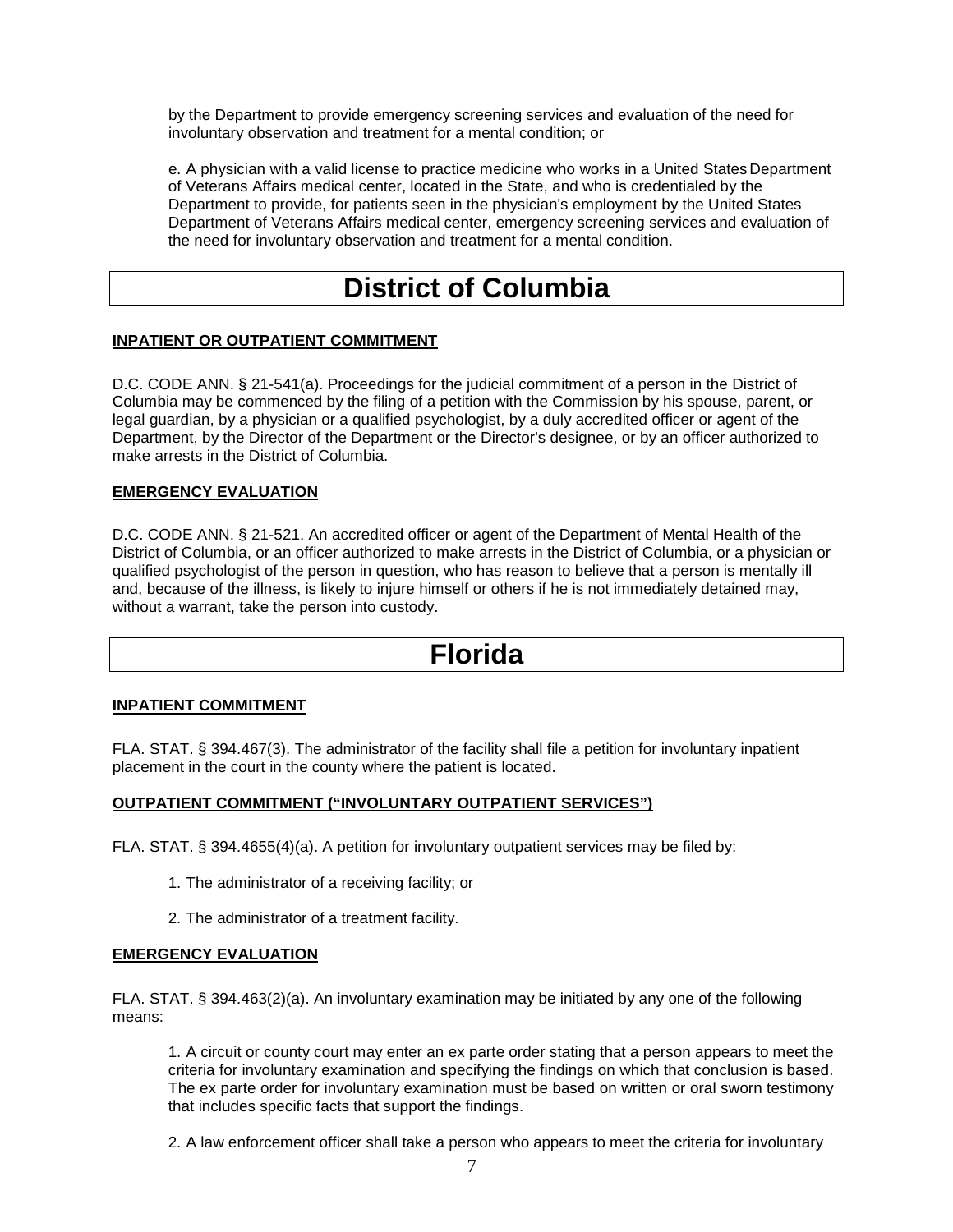by the Department to provide emergency screening services and evaluation of the need for involuntary observation and treatment for a mental condition; or

e. A physician with a valid license to practice medicine who works in a United States Department of Veterans Affairs medical center, located in the State, and who is credentialed by the Department to provide, for patients seen in the physician's employment by the United States Department of Veterans Affairs medical center, emergency screening services and evaluation of the need for involuntary observation and treatment for a mental condition.

# District of Columbia

**INPATIENT OR OUTPATIENT COMMITMENT**

D.C. CODE ANN. § 21-541(a). Proceedings for the judicial commitment of a person in the District of Columbia may be commenced by the filing of a petition with the Commission by his spouse, parent, or legal guardian, by a physician or a qualified psychologist, by a duly accredited officer or agent of the Department, by the Director of the Department or the Director's designee, or by an officer authorized to make arrests in the District of Columbia.

**EMERGENCY EVALUATION**

D.C. CODE ANN. § 21-521. An accredited officer or agent of the Department of Mental Health of the District of Columbia, or an officer authorized to make arrests in the District of Columbia, or a physician or qualified psychologist of the person in question, who has reason to believe that a person is mentally ill and, because of the illness, is likely to injure himself or others if he is not immediately detained may, without a warrant, take the person into custody.

# Florida

**INPATIENT COMMITMENT**

FLA. STAT. § 394.467(3). The administrator of the facility shall file a petition for involuntary inpatient placement in the court in the county where the patient is located.

**OUTPATIENT COMMITMENT ("INVOLUNTARY OUTPATIENT SERVICES")**

FLA. STAT. § 394.4655(4)(a). A petition for involuntary outpatient services may be filed by:

1. The administrator of a receiving facility; or

2. The administrator of a treatment facility.

**EMERGENCY EVALUATION**

FLA. STAT. § 394.463(2)(a). An involuntary examination may be initiated by any one of the following means:

1. A circuit or county court may enter an ex parte order stating that a person appears to meet the criteria for involuntary examination and specifying the findings on which that conclusion is based. The ex parte order for involuntary examination must be based on written or oral sworn testimony that includes specific facts that support the findings.

2. A law enforcement officer shall take a person who appears to meet the criteria for involuntary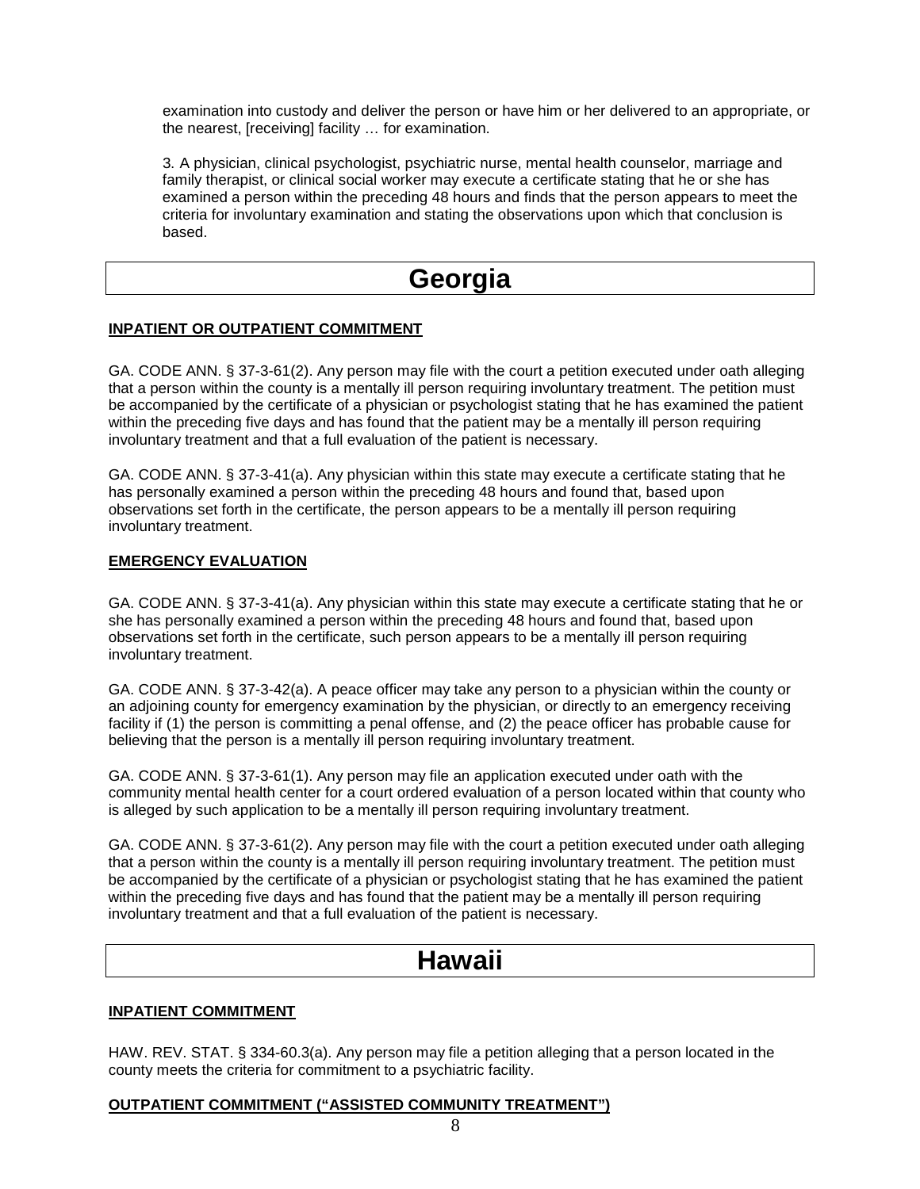examination into custody and deliver the person or have him or her delivered to an appropriate, or the nearest, [receiving] facility … for examination.

3. A physician, clinical psychologist, psychiatric nurse, mental health counselor, marriage and family therapist, or clinical social worker may execute a certificate stating that he or she has examined a person within the preceding 48 hours and finds that the person appears to meet the criteria for involuntary examination and stating the observations upon which that conclusion is based.

# Georgia

**INPATIENT OR OUTPATIENT COMMITMENT**

GA. CODE ANN. § 37-3-61(2). Any person may file with the court a petition executed under oath alleging that a person within the county is a mentally ill person requiring involuntary treatment. The petition must be accompanied by the certificate of a physician or psychologist stating that he has examined the patient within the preceding five days and has found that the patient may be a mentally ill person requiring involuntary treatment and that a full evaluation of the patient is necessary.

GA. CODE ANN. § 37-3-41(a). Any physician within this state may execute a certificate stating that he has personally examined a person within the preceding 48 hours and found that, based upon observations set forth in the certificate, the person appears to be a mentally ill person requiring involuntary treatment.

**EMERGENCY EVALUATION**

GA. CODE ANN. § 37-3-41(a). Any physician within this state may execute a certificate stating that he or she has personally examined a person within the preceding 48 hours and found that, based upon observations set forth in the certificate, such person appears to be a mentally ill person requiring involuntary treatment.

GA. CODE ANN. § 37-3-42(a). A peace officer may take any person to a physician within the county or an adjoining county for emergency examination by the physician, or directly to an emergency receiving facility if (1) the person is committing a penal offense, and (2) the peace officer has probable cause for believing that the person is a mentally ill person requiring involuntary treatment.

GA. CODE ANN. § 37-3-61(1). Any person may file an application executed under oath with the community mental health center for a court ordered evaluation of a person located within that county who is alleged by such application to be a mentally ill person requiring involuntary treatment.

GA. CODE ANN. § 37-3-61(2). Any person may file with the court a petition executed under oath alleging that a person within the county is a mentally ill person requiring involuntary treatment. The petition must be accompanied by the certificate of a physician or psychologist stating that he has examined the patient within the preceding five days and has found that the patient may be a mentally ill person requiring involuntary treatment and that a full evaluation of the patient is necessary.

# Hawaii

**INPATIENT COMMITMENT**

HAW. REV. STAT. § 334-60.3(a). Any person may file a petition alleging that a person located in the county meets the criteria for commitment to a psychiatric facility.

**OUTPATIENT COMMITMENT ("ASSISTED COMMUNITY TREATMENT")**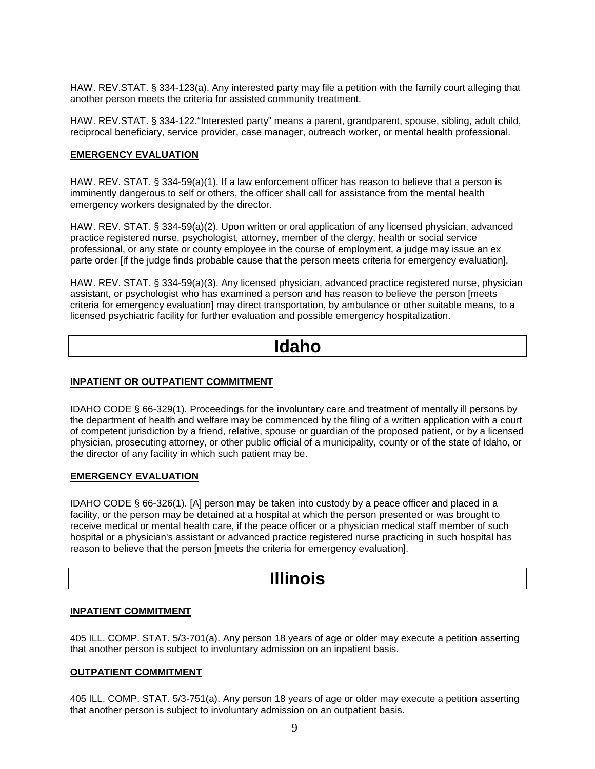HAW. REV.STAT. § 334-123(a). Any interested party may file a petition with the family court alleging that another person meets the criteria for assisted community treatment.

HAW. REV.STAT. § 334-122."Interested party" means a parent, grandparent, spouse, sibling, adult child, reciprocal beneficiary, service provider, case manager, outreach worker, or mental health professional.

**EMERGENCY EVALUATION**

HAW. REV. STAT. § 334-59(a)(1). If a law enforcement officer has reason to believe that a person is imminently dangerous to self or others, the officer shall call for assistance from the mental health emergency workers designated by the director.

HAW. REV. STAT. § 334-59(a)(2). Upon written or oral application of any licensed physician, advanced practice registered nurse, psychologist, attorney, member of the clergy, health or social service professional, or any state or county employee in the course of employment, a judge may issue an ex parte order [if the judge finds probable cause that the person meets criteria for emergency evaluation].

HAW. REV. STAT. § 334-59(a)(3). Any licensed physician, advanced practice registered nurse, physician assistant, or psychologist who has examined a person and has reason to believe the person [meets criteria for emergency evaluation] may direct transportation, by ambulance or other suitable means, to a licensed psychiatric facility for further evaluation and possible emergency hospitalization.

# Idaho

**INPATIENT OR OUTPATIENT COMMITMENT**

IDAHO CODE § 66-329(1). Proceedings for the involuntary care and treatment of mentally ill persons by the department of health and welfare may be commenced by the filing of a written application with a court of competent jurisdiction by a friend, relative, spouse or guardian of the proposed patient, or by a licensed physician, prosecuting attorney, or other public official of a municipality, county or of the state of Idaho, or the director of any facility in which such patient may be.

**EMERGENCY EVALUATION**

IDAHO CODE § 66-326(1). [A] person may be taken into custody by a peace officer and placed in a facility, or the person may be detained at a hospital at which the person presented or was brought to receive medical or mental health care, if the peace officer or a physician medical staff member of such hospital or a physician's assistant or advanced practice registered nurse practicing in such hospital has reason to believe that the person [meets the criteria for emergency evaluation].

# Illinois

**INPATIENT COMMITMENT**

405 ILL. COMP. STAT. 5/3-701(a). Any person 18 years of age or older may execute a petition asserting that another person is subject to involuntary admission on an inpatient basis.

**OUTPATIENT COMMITMENT**

405 ILL. COMP. STAT. 5/3-751(a). Any person 18 years of age or older may execute a petition asserting that another person is subject to involuntary admission on an outpatient basis.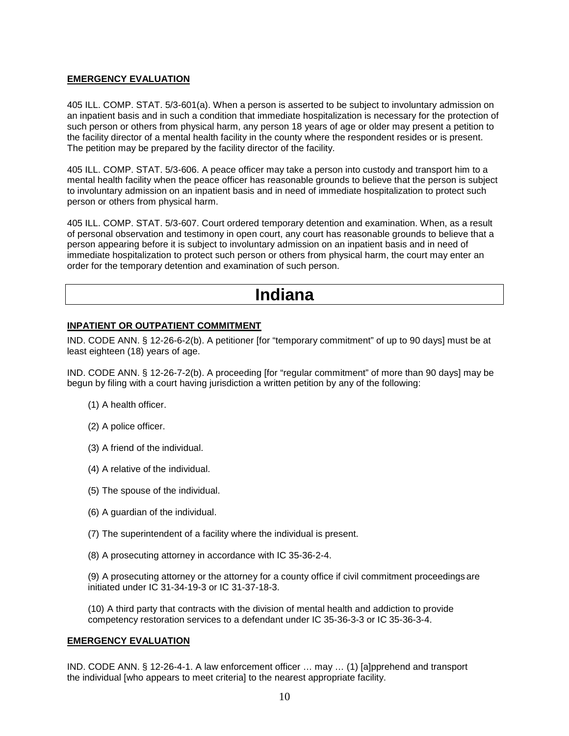**EMERGENCY EVALUATION**

405 ILL. COMP. STAT. 5/3-601(a). When a person is asserted to be subject to involuntary admission on an inpatient basis and in such a condition that immediate hospitalization is necessary for the protection of such person or others from physical harm, any person 18 years of age or older may present a petition to the facility director of a mental health facility in the county where the respondent resides or is present. The petition may be prepared by the facility director of the facility.

405 ILL. COMP. STAT. 5/3-606. A peace officer may take a person into custody and transport him to a mental health facility when the peace officer has reasonable grounds to believe that the person is subject to involuntary admission on an inpatient basis and in need of immediate hospitalization to protect such person or others from physical harm.

405 ILL. COMP. STAT. 5/3-607. Court ordered temporary detention and examination. When, as a result of personal observation and testimony in open court, any court has reasonable grounds to believe that a person appearing before it is subject to involuntary admission on an inpatient basis and in need of immediate hospitalization to protect such person or others from physical harm, the court may enter an order for the temporary detention and examination of such person.

# Indiana

**INPATIENT OR OUTPATIENT COMMITMENT**

IND. CODE ANN. § 12-26-6-2(b). A petitioner [for "temporary commitment" of up to 90 days] must be at least eighteen (18) years of age.

IND. CODE ANN. § 12-26-7-2(b). A proceeding [for "regular commitment" of more than 90 days] may be begun by filing with a court having jurisdiction a written petition by any of the following:

(1) A health officer.

(2) A police officer.

(3) A friend of the individual.

(4) A relative of the individual.

(5) The spouse of the individual.

(6) A guardian of the individual.

(7) The superintendent of a facility where the individual is present.

(8) A prosecuting attorney in accordance with IC 35-36-2-4.

(9) A prosecuting attorney or the attorney for a county office if civil commitment proceedings are initiated under IC 31-34-19-3 or IC 31-37-18-3.

(10) A third party that contracts with the division of mental health and addiction to provide competency restoration services to a defendant under IC 35-36-3-3 or IC 35-36-3-4.

**EMERGENCY EVALUATION**

IND. CODE ANN. § 12-26-4-1. A law enforcement officer … may … (1) [a]pprehend and transport the individual [who appears to meet criteria] to the nearest appropriate facility.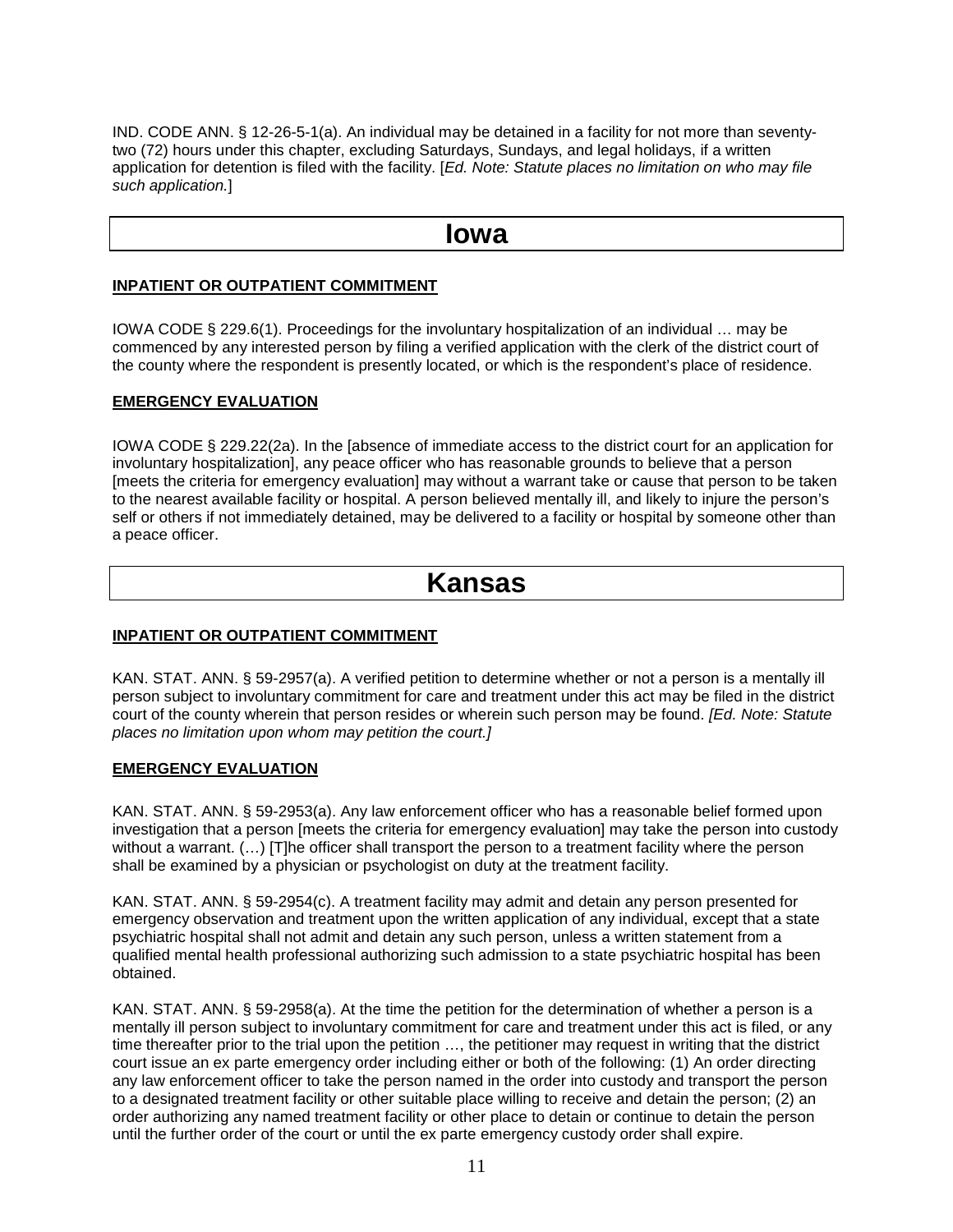IND. CODE ANN. § 12-26-5-1(a). An individual may be detained in a facility for not more than seventy-two (72) hours under this chapter, excluding Saturdays, Sundays, and legal holidays, if a written application for detention is filed with the facility. [*Ed. Note: Statute places no limitation on who may file such application.*]

# Iowa

**INPATIENT OR OUTPATIENT COMMITMENT**

IOWA CODE § 229.6(1). Proceedings for the involuntary hospitalization of an individual … may be commenced by any interested person by filing a verified application with the clerk of the district court of the county where the respondent is presently located, or which is the respondent's place of residence.

**EMERGENCY EVALUATION**

IOWA CODE § 229.22(2a). In the [absence of immediate access to the district court for an application for involuntary hospitalization], any peace officer who has reasonable grounds to believe that a person [meets the criteria for emergency evaluation] may without a warrant take or cause that person to be taken to the nearest available facility or hospital. A person believed mentally ill, and likely to injure the person's self or others if not immediately detained, may be delivered to a facility or hospital by someone other than a peace officer.

# Kansas

**INPATIENT OR OUTPATIENT COMMITMENT**

KAN. STAT. ANN. § 59-2957(a). A verified petition to determine whether or not a person is a mentally ill person subject to involuntary commitment for care and treatment under this act may be filed in the district court of the county wherein that person resides or wherein such person may be found. *[Ed. Note: Statute places no limitation upon whom may petition the court.]*

**EMERGENCY EVALUATION**

KAN. STAT. ANN. § 59-2953(a). Any law enforcement officer who has a reasonable belief formed upon investigation that a person [meets the criteria for emergency evaluation] may take the person into custody without a warrant. (…) [T]he officer shall transport the person to a treatment facility where the person shall be examined by a physician or psychologist on duty at the treatment facility.

KAN. STAT. ANN. § 59-2954(c). A treatment facility may admit and detain any person presented for emergency observation and treatment upon the written application of any individual, except that a state psychiatric hospital shall not admit and detain any such person, unless a written statement from a qualified mental health professional authorizing such admission to a state psychiatric hospital has been obtained.

KAN. STAT. ANN. § 59-2958(a). At the time the petition for the determination of whether a person is a mentally ill person subject to involuntary commitment for care and treatment under this act is filed, or any time thereafter prior to the trial upon the petition …, the petitioner may request in writing that the district court issue an ex parte emergency order including either or both of the following: (1) An order directing any law enforcement officer to take the person named in the order into custody and transport the person to a designated treatment facility or other suitable place willing to receive and detain the person; (2) an order authorizing any named treatment facility or other place to detain or continue to detain the person until the further order of the court or until the ex parte emergency custody order shall expire.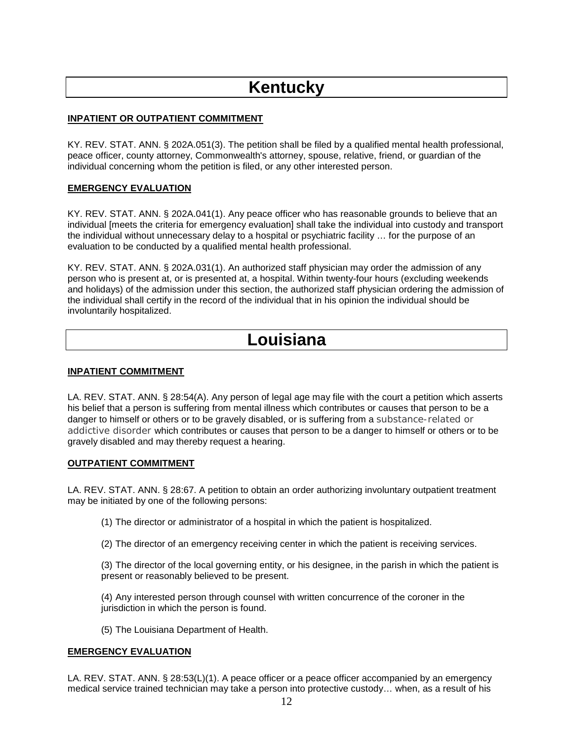# Kentucky

**INPATIENT OR OUTPATIENT COMMITMENT**

KY. REV. STAT. ANN. § 202A.051(3). The petition shall be filed by a qualified mental health professional, peace officer, county attorney, Commonwealth's attorney, spouse, relative, friend, or guardian of the individual concerning whom the petition is filed, or any other interested person.

**EMERGENCY EVALUATION**

KY. REV. STAT. ANN. § 202A.041(1). Any peace officer who has reasonable grounds to believe that an individual [meets the criteria for emergency evaluation] shall take the individual into custody and transport the individual without unnecessary delay to a hospital or psychiatric facility … for the purpose of an evaluation to be conducted by a qualified mental health professional.

KY. REV. STAT. ANN. § 202A.031(1). An authorized staff physician may order the admission of any person who is present at, or is presented at, a hospital. Within twenty-four hours (excluding weekends and holidays) of the admission under this section, the authorized staff physician ordering the admission of the individual shall certify in the record of the individual that in his opinion the individual should be involuntarily hospitalized.

# Louisiana

**INPATIENT COMMITMENT**

LA. REV. STAT. ANN. § 28:54(A). Any person of legal age may file with the court a petition which asserts his belief that a person is suffering from mental illness which contributes or causes that person to be a danger to himself or others or to be gravely disabled, or is suffering from a substance-related or addictive disorder which contributes or causes that person to be a danger to himself or others or to be gravely disabled and may thereby request a hearing.

**OUTPATIENT COMMITMENT**

LA. REV. STAT. ANN. § 28:67. A petition to obtain an order authorizing involuntary outpatient treatment may be initiated by one of the following persons:

(1) The director or administrator of a hospital in which the patient is hospitalized.

(2) The director of an emergency receiving center in which the patient is receiving services.

(3) The director of the local governing entity, or his designee, in the parish in which the patient is present or reasonably believed to be present.

(4) Any interested person through counsel with written concurrence of the coroner in the jurisdiction in which the person is found.

(5) The Louisiana Department of Health.

**EMERGENCY EVALUATION**

LA. REV. STAT. ANN. § 28:53(L)(1). A peace officer or a peace officer accompanied by an emergency medical service trained technician may take a person into protective custody… when, as a result of his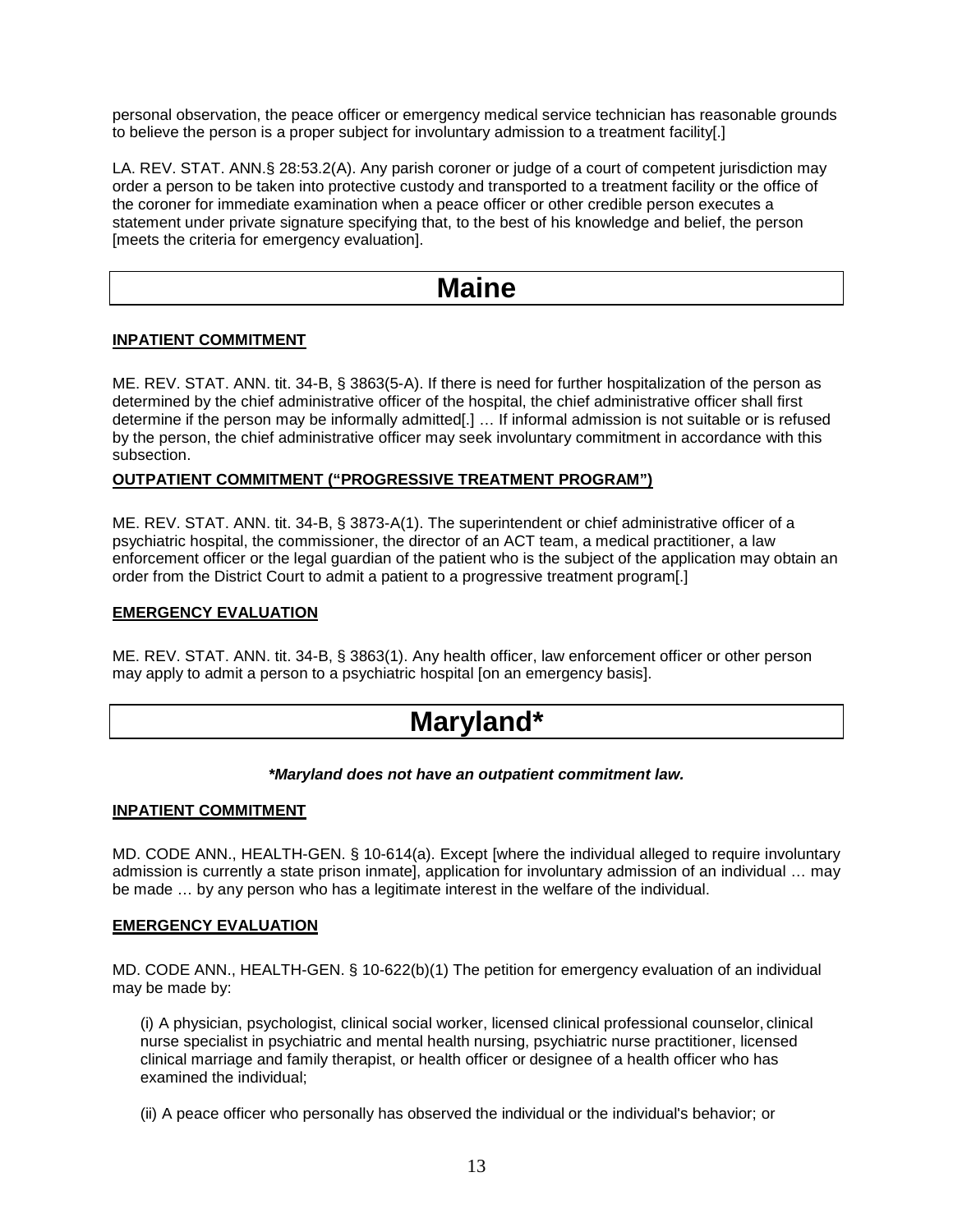personal observation, the peace officer or emergency medical service technician has reasonable grounds to believe the person is a proper subject for involuntary admission to a treatment facility[.]

LA. REV. STAT. ANN.§ 28:53.2(A). Any parish coroner or judge of a court of competent jurisdiction may order a person to be taken into protective custody and transported to a treatment facility or the office of the coroner for immediate examination when a peace officer or other credible person executes a statement under private signature specifying that, to the best of his knowledge and belief, the person [meets the criteria for emergency evaluation].

# Maine

**INPATIENT COMMITMENT**

ME. REV. STAT. ANN. tit. 34-B, § 3863(5-A). If there is need for further hospitalization of the person as determined by the chief administrative officer of the hospital, the chief administrative officer shall first determine if the person may be informally admitted[.] … If informal admission is not suitable or is refused by the person, the chief administrative officer may seek involuntary commitment in accordance with this subsection.

**OUTPATIENT COMMITMENT ("PROGRESSIVE TREATMENT PROGRAM")**

ME. REV. STAT. ANN. tit. 34-B, § 3873-A(1). The superintendent or chief administrative officer of a psychiatric hospital, the commissioner, the director of an ACT team, a medical practitioner, a law enforcement officer or the legal guardian of the patient who is the subject of the application may obtain an order from the District Court to admit a patient to a progressive treatment program[.]

**EMERGENCY EVALUATION**

ME. REV. STAT. ANN. tit. 34-B, § 3863(1). Any health officer, law enforcement officer or other person may apply to admit a person to a psychiatric hospital [on an emergency basis].

# Maryland*

***Maryland does not have an outpatient commitment law.***

**INPATIENT COMMITMENT**

MD. CODE ANN., HEALTH-GEN. § 10-614(a). Except [where the individual alleged to require involuntary admission is currently a state prison inmate], application for involuntary admission of an individual … may be made … by any person who has a legitimate interest in the welfare of the individual.

**EMERGENCY EVALUATION**

MD. CODE ANN., HEALTH-GEN. § 10-622(b)(1) The petition for emergency evaluation of an individual may be made by:

(i) A physician, psychologist, clinical social worker, licensed clinical professional counselor, clinical nurse specialist in psychiatric and mental health nursing, psychiatric nurse practitioner, licensed clinical marriage and family therapist, or health officer or designee of a health officer who has examined the individual;

(ii) A peace officer who personally has observed the individual or the individual's behavior; or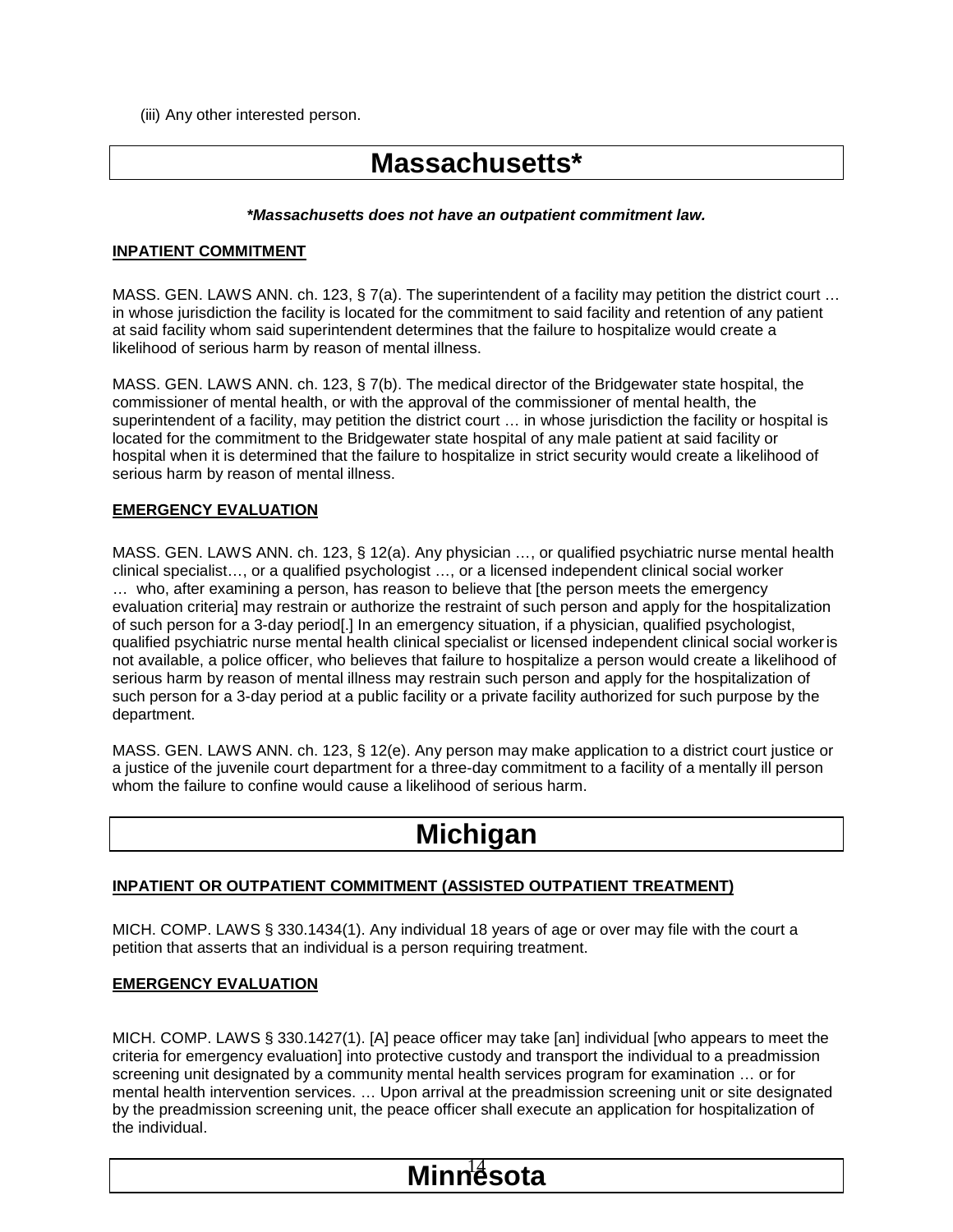(iii) Any other interested person.

## Massachusetts*

***Massachusetts does not have an outpatient commitment law.***

**INPATIENT COMMITMENT**

MASS. GEN. LAWS ANN. ch. 123, § 7(a). The superintendent of a facility may petition the district court … in whose jurisdiction the facility is located for the commitment to said facility and retention of any patient at said facility whom said superintendent determines that the failure to hospitalize would create a likelihood of serious harm by reason of mental illness.

MASS. GEN. LAWS ANN. ch. 123, § 7(b). The medical director of the Bridgewater state hospital, the commissioner of mental health, or with the approval of the commissioner of mental health, the superintendent of a facility, may petition the district court … in whose jurisdiction the facility or hospital is located for the commitment to the Bridgewater state hospital of any male patient at said facility or hospital when it is determined that the failure to hospitalize in strict security would create a likelihood of serious harm by reason of mental illness.

**EMERGENCY EVALUATION**

MASS. GEN. LAWS ANN. ch. 123, § 12(a). Any physician …, or qualified psychiatric nurse mental health clinical specialist…, or a qualified psychologist …, or a licensed independent clinical social worker … who, after examining a person, has reason to believe that [the person meets the emergency evaluation criteria] may restrain or authorize the restraint of such person and apply for the hospitalization of such person for a 3-day period[.] In an emergency situation, if a physician, qualified psychologist, qualified psychiatric nurse mental health clinical specialist or licensed independent clinical social worker is not available, a police officer, who believes that failure to hospitalize a person would create a likelihood of serious harm by reason of mental illness may restrain such person and apply for the hospitalization of such person for a 3-day period at a public facility or a private facility authorized for such purpose by the department.

MASS. GEN. LAWS ANN. ch. 123, § 12(e). Any person may make application to a district court justice or a justice of the juvenile court department for a three-day commitment to a facility of a mentally ill person whom the failure to confine would cause a likelihood of serious harm.

## Michigan

**INPATIENT OR OUTPATIENT COMMITMENT (ASSISTED OUTPATIENT TREATMENT)**

MICH. COMP. LAWS § 330.1434(1). Any individual 18 years of age or over may file with the court a petition that asserts that an individual is a person requiring treatment.

**EMERGENCY EVALUATION**

MICH. COMP. LAWS § 330.1427(1). [A] peace officer may take [an] individual [who appears to meet the criteria for emergency evaluation] into protective custody and transport the individual to a preadmission screening unit designated by a community mental health services program for examination … or for mental health intervention services. … Upon arrival at the preadmission screening unit or site designated by the preadmission screening unit, the peace officer shall execute an application for hospitalization of the individual.

## Minnesota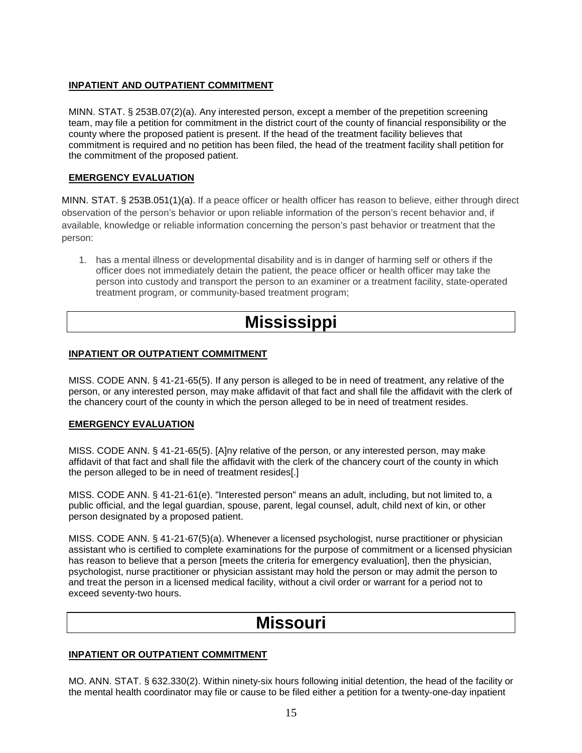**INPATIENT AND OUTPATIENT COMMITMENT**

MINN. STAT. § 253B.07(2)(a). Any interested person, except a member of the prepetition screening team, may file a petition for commitment in the district court of the county of financial responsibility or the county where the proposed patient is present. If the head of the treatment facility believes that commitment is required and no petition has been filed, the head of the treatment facility shall petition for the commitment of the proposed patient.

**EMERGENCY EVALUATION**

MINN. STAT. § 253B.051(1)(a). If a peace officer or health officer has reason to believe, either through direct observation of the person's behavior or upon reliable information of the person's recent behavior and, if available, knowledge or reliable information concerning the person's past behavior or treatment that the person:

1. has a mental illness or developmental disability and is in danger of harming self or others if the officer does not immediately detain the patient, the peace officer or health officer may take the person into custody and transport the person to an examiner or a treatment facility, state-operated treatment program, or community-based treatment program;

# Mississippi

**INPATIENT OR OUTPATIENT COMMITMENT**

MISS. CODE ANN. § 41-21-65(5). If any person is alleged to be in need of treatment, any relative of the person, or any interested person, may make affidavit of that fact and shall file the affidavit with the clerk of the chancery court of the county in which the person alleged to be in need of treatment resides.

**EMERGENCY EVALUATION**

MISS. CODE ANN. § 41-21-65(5). [A]ny relative of the person, or any interested person, may make affidavit of that fact and shall file the affidavit with the clerk of the chancery court of the county in which the person alleged to be in need of treatment resides[.]

MISS. CODE ANN. § 41-21-61(e). "Interested person" means an adult, including, but not limited to, a public official, and the legal guardian, spouse, parent, legal counsel, adult, child next of kin, or other person designated by a proposed patient.

MISS. CODE ANN. § 41-21-67(5)(a). Whenever a licensed psychologist, nurse practitioner or physician assistant who is certified to complete examinations for the purpose of commitment or a licensed physician has reason to believe that a person [meets the criteria for emergency evaluation], then the physician, psychologist, nurse practitioner or physician assistant may hold the person or may admit the person to and treat the person in a licensed medical facility, without a civil order or warrant for a period not to exceed seventy-two hours.

# Missouri

**INPATIENT OR OUTPATIENT COMMITMENT**

MO. ANN. STAT. § 632.330(2). Within ninety-six hours following initial detention, the head of the facility or the mental health coordinator may file or cause to be filed either a petition for a twenty-one-day inpatient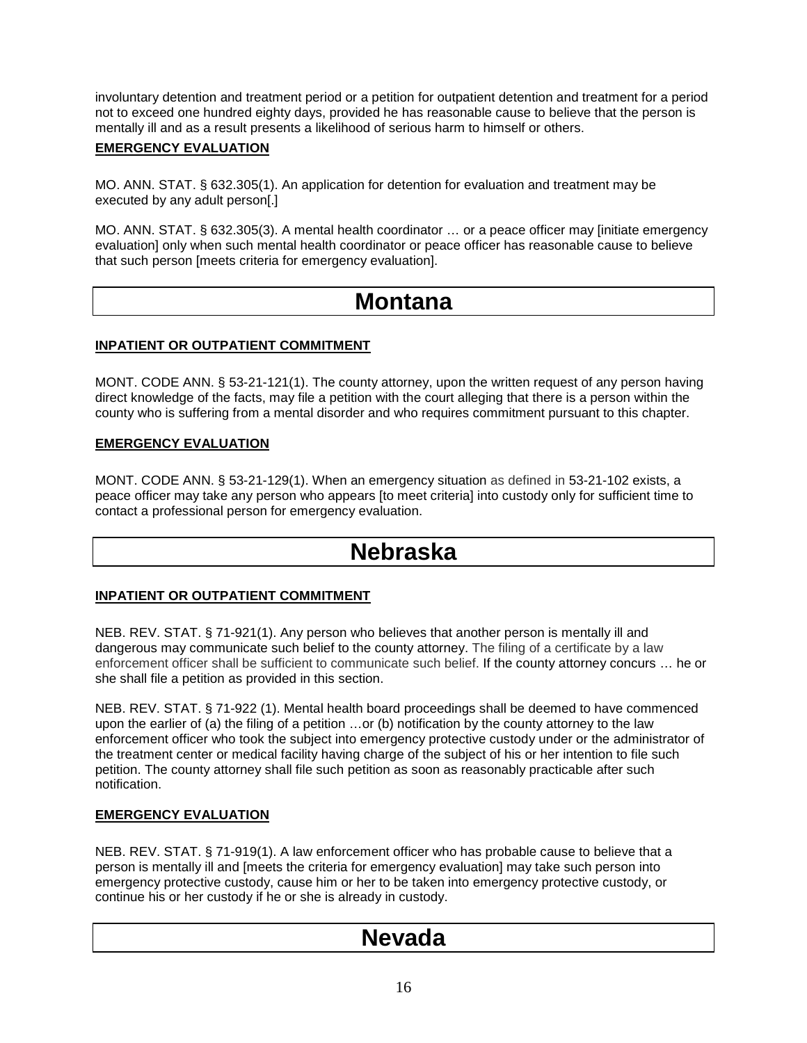involuntary detention and treatment period or a petition for outpatient detention and treatment for a period not to exceed one hundred eighty days, provided he has reasonable cause to believe that the person is mentally ill and as a result presents a likelihood of serious harm to himself or others.

**EMERGENCY EVALUATION**

MO. ANN. STAT. § 632.305(1). An application for detention for evaluation and treatment may be executed by any adult person[.]

MO. ANN. STAT. § 632.305(3). A mental health coordinator … or a peace officer may [initiate emergency evaluation] only when such mental health coordinator or peace officer has reasonable cause to believe that such person [meets criteria for emergency evaluation].

# Montana

**INPATIENT OR OUTPATIENT COMMITMENT**

MONT. CODE ANN. § 53-21-121(1). The county attorney, upon the written request of any person having direct knowledge of the facts, may file a petition with the court alleging that there is a person within the county who is suffering from a mental disorder and who requires commitment pursuant to this chapter.

**EMERGENCY EVALUATION**

MONT. CODE ANN. § 53-21-129(1). When an emergency situation as defined in 53-21-102 exists, a peace officer may take any person who appears [to meet criteria] into custody only for sufficient time to contact a professional person for emergency evaluation.

# Nebraska

**INPATIENT OR OUTPATIENT COMMITMENT**

NEB. REV. STAT. § 71-921(1). Any person who believes that another person is mentally ill and dangerous may communicate such belief to the county attorney. The filing of a certificate by a law enforcement officer shall be sufficient to communicate such belief. If the county attorney concurs … he or she shall file a petition as provided in this section.

NEB. REV. STAT. § 71-922 (1). Mental health board proceedings shall be deemed to have commenced upon the earlier of (a) the filing of a petition …or (b) notification by the county attorney to the law enforcement officer who took the subject into emergency protective custody under or the administrator of the treatment center or medical facility having charge of the subject of his or her intention to file such petition. The county attorney shall file such petition as soon as reasonably practicable after such notification.

**EMERGENCY EVALUATION**

NEB. REV. STAT. § 71-919(1). A law enforcement officer who has probable cause to believe that a person is mentally ill and [meets the criteria for emergency evaluation] may take such person into emergency protective custody, cause him or her to be taken into emergency protective custody, or continue his or her custody if he or she is already in custody.

# Nevada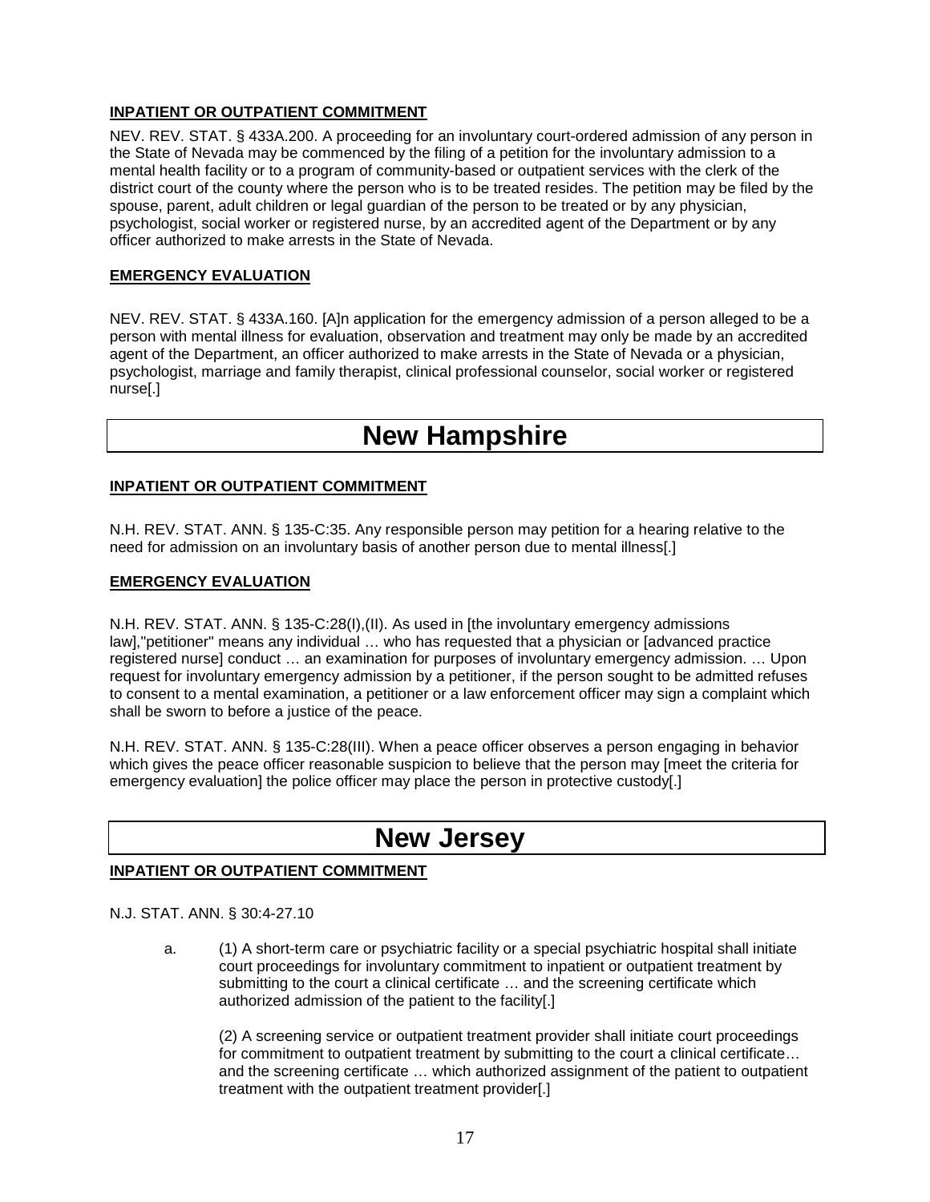**INPATIENT OR OUTPATIENT COMMITMENT**

NEV. REV. STAT. § 433A.200. A proceeding for an involuntary court-ordered admission of any person in the State of Nevada may be commenced by the filing of a petition for the involuntary admission to a mental health facility or to a program of community-based or outpatient services with the clerk of the district court of the county where the person who is to be treated resides. The petition may be filed by the spouse, parent, adult children or legal guardian of the person to be treated or by any physician, psychologist, social worker or registered nurse, by an accredited agent of the Department or by any officer authorized to make arrests in the State of Nevada.

**EMERGENCY EVALUATION**

NEV. REV. STAT. § 433A.160. [A]n application for the emergency admission of a person alleged to be a person with mental illness for evaluation, observation and treatment may only be made by an accredited agent of the Department, an officer authorized to make arrests in the State of Nevada or a physician, psychologist, marriage and family therapist, clinical professional counselor, social worker or registered nurse[.]

# New Hampshire

**INPATIENT OR OUTPATIENT COMMITMENT**

N.H. REV. STAT. ANN. § 135-C:35. Any responsible person may petition for a hearing relative to the need for admission on an involuntary basis of another person due to mental illness[.]

**EMERGENCY EVALUATION**

N.H. REV. STAT. ANN. § 135-C:28(I),(II). As used in [the involuntary emergency admissions law],"petitioner" means any individual … who has requested that a physician or [advanced practice registered nurse] conduct … an examination for purposes of involuntary emergency admission. … Upon request for involuntary emergency admission by a petitioner, if the person sought to be admitted refuses to consent to a mental examination, a petitioner or a law enforcement officer may sign a complaint which shall be sworn to before a justice of the peace.

N.H. REV. STAT. ANN. § 135-C:28(III). When a peace officer observes a person engaging in behavior which gives the peace officer reasonable suspicion to believe that the person may [meet the criteria for emergency evaluation] the police officer may place the person in protective custody[.]

# New Jersey

**INPATIENT OR OUTPATIENT COMMITMENT**

N.J. STAT. ANN. § 30:4-27.10

a. (1) A short-term care or psychiatric facility or a special psychiatric hospital shall initiate court proceedings for involuntary commitment to inpatient or outpatient treatment by submitting to the court a clinical certificate … and the screening certificate which authorized admission of the patient to the facility[.]

   (2) A screening service or outpatient treatment provider shall initiate court proceedings for commitment to outpatient treatment by submitting to the court a clinical certificate… and the screening certificate … which authorized assignment of the patient to outpatient treatment with the outpatient treatment provider[.]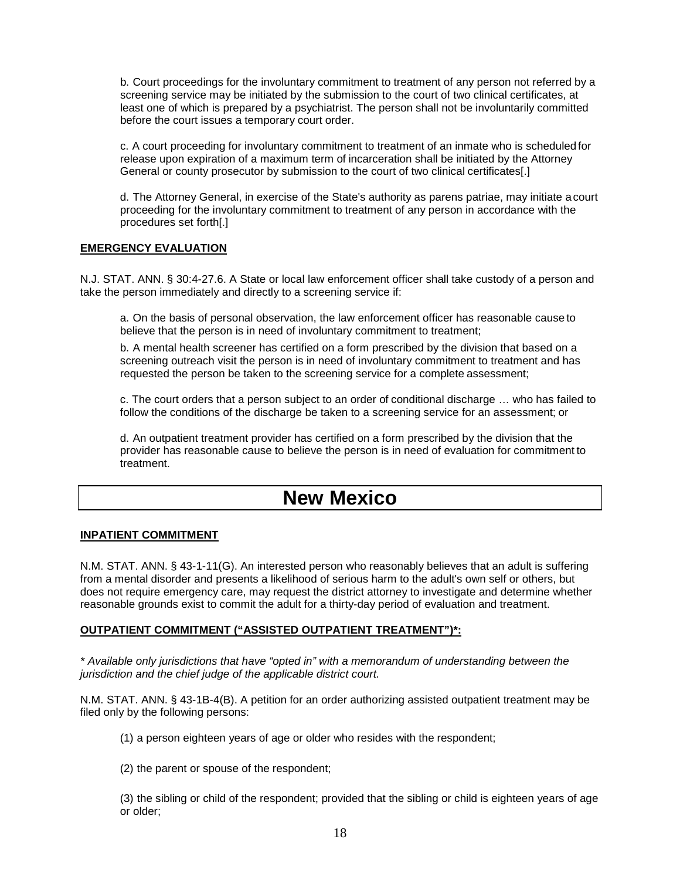b. Court proceedings for the involuntary commitment to treatment of any person not referred by a screening service may be initiated by the submission to the court of two clinical certificates, at least one of which is prepared by a psychiatrist. The person shall not be involuntarily committed before the court issues a temporary court order.

c. A court proceeding for involuntary commitment to treatment of an inmate who is scheduled for release upon expiration of a maximum term of incarceration shall be initiated by the Attorney General or county prosecutor by submission to the court of two clinical certificates[.]

d. The Attorney General, in exercise of the State's authority as parens patriae, may initiate a court proceeding for the involuntary commitment to treatment of any person in accordance with the procedures set forth[.]

**EMERGENCY EVALUATION**

N.J. STAT. ANN. § 30:4-27.6. A State or local law enforcement officer shall take custody of a person and take the person immediately and directly to a screening service if:

a. On the basis of personal observation, the law enforcement officer has reasonable cause to believe that the person is in need of involuntary commitment to treatment;

b. A mental health screener has certified on a form prescribed by the division that based on a screening outreach visit the person is in need of involuntary commitment to treatment and has requested the person be taken to the screening service for a complete assessment;

c. The court orders that a person subject to an order of conditional discharge … who has failed to follow the conditions of the discharge be taken to a screening service for an assessment; or

d. An outpatient treatment provider has certified on a form prescribed by the division that the provider has reasonable cause to believe the person is in need of evaluation for commitment to treatment.

# New Mexico

**INPATIENT COMMITMENT**

N.M. STAT. ANN. § 43-1-11(G). An interested person who reasonably believes that an adult is suffering from a mental disorder and presents a likelihood of serious harm to the adult's own self or others, but does not require emergency care, may request the district attorney to investigate and determine whether reasonable grounds exist to commit the adult for a thirty-day period of evaluation and treatment.

**OUTPATIENT COMMITMENT ("ASSISTED OUTPATIENT TREATMENT")*:**

*\* Available only jurisdictions that have "opted in" with a memorandum of understanding between the jurisdiction and the chief judge of the applicable district court.*

N.M. STAT. ANN. § 43-1B-4(B). A petition for an order authorizing assisted outpatient treatment may be filed only by the following persons:

(1) a person eighteen years of age or older who resides with the respondent;

(2) the parent or spouse of the respondent;

(3) the sibling or child of the respondent; provided that the sibling or child is eighteen years of age or older;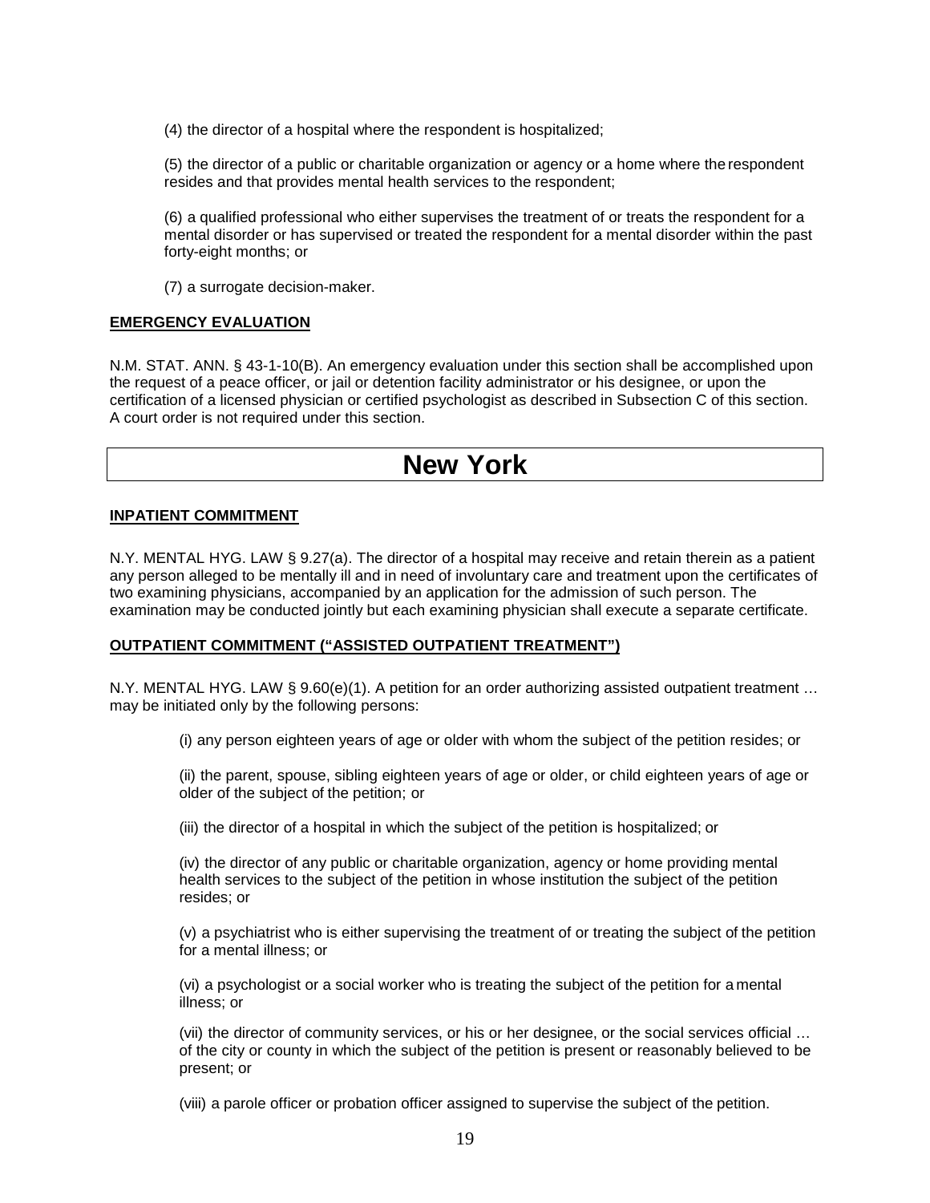(4) the director of a hospital where the respondent is hospitalized;

(5) the director of a public or charitable organization or agency or a home where the respondent resides and that provides mental health services to the respondent;

(6) a qualified professional who either supervises the treatment of or treats the respondent for a mental disorder or has supervised or treated the respondent for a mental disorder within the past forty-eight months; or

(7) a surrogate decision-maker.

**EMERGENCY EVALUATION**

N.M. STAT. ANN. § 43-1-10(B). An emergency evaluation under this section shall be accomplished upon the request of a peace officer, or jail or detention facility administrator or his designee, or upon the certification of a licensed physician or certified psychologist as described in Subsection C of this section. A court order is not required under this section.

# New York

**INPATIENT COMMITMENT**

N.Y. MENTAL HYG. LAW § 9.27(a). The director of a hospital may receive and retain therein as a patient any person alleged to be mentally ill and in need of involuntary care and treatment upon the certificates of two examining physicians, accompanied by an application for the admission of such person. The examination may be conducted jointly but each examining physician shall execute a separate certificate.

**OUTPATIENT COMMITMENT ("ASSISTED OUTPATIENT TREATMENT")**

N.Y. MENTAL HYG. LAW § 9.60(e)(1). A petition for an order authorizing assisted outpatient treatment … may be initiated only by the following persons:

(i) any person eighteen years of age or older with whom the subject of the petition resides; or

(ii) the parent, spouse, sibling eighteen years of age or older, or child eighteen years of age or older of the subject of the petition; or

(iii) the director of a hospital in which the subject of the petition is hospitalized; or

(iv) the director of any public or charitable organization, agency or home providing mental health services to the subject of the petition in whose institution the subject of the petition resides; or

(v) a psychiatrist who is either supervising the treatment of or treating the subject of the petition for a mental illness; or

(vi) a psychologist or a social worker who is treating the subject of the petition for a mental illness; or

(vii) the director of community services, or his or her designee, or the social services official … of the city or county in which the subject of the petition is present or reasonably believed to be present; or

(viii) a parole officer or probation officer assigned to supervise the subject of the petition.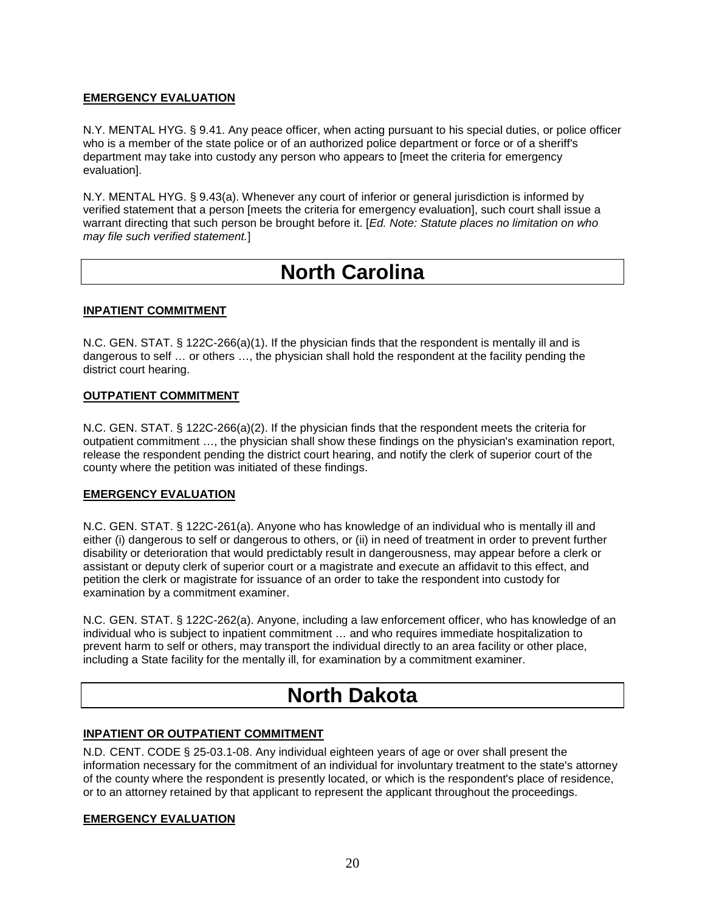#### EMERGENCY EVALUATION

N.Y. MENTAL HYG. § 9.41. Any peace officer, when acting pursuant to his special duties, or police officer who is a member of the state police or of an authorized police department or force or of a sheriff's department may take into custody any person who appears to [meet the criteria for emergency evaluation].

N.Y. MENTAL HYG. § 9.43(a). Whenever any court of inferior or general jurisdiction is informed by verified statement that a person [meets the criteria for emergency evaluation], such court shall issue a warrant directing that such person be brought before it. [*Ed. Note: Statute places no limitation on who may file such verified statement.*]

# North Carolina

#### INPATIENT COMMITMENT

N.C. GEN. STAT. § 122C-266(a)(1). If the physician finds that the respondent is mentally ill and is dangerous to self … or others …, the physician shall hold the respondent at the facility pending the district court hearing.

#### OUTPATIENT COMMITMENT

N.C. GEN. STAT. § 122C-266(a)(2). If the physician finds that the respondent meets the criteria for outpatient commitment …, the physician shall show these findings on the physician's examination report, release the respondent pending the district court hearing, and notify the clerk of superior court of the county where the petition was initiated of these findings.

#### EMERGENCY EVALUATION

N.C. GEN. STAT. § 122C-261(a). Anyone who has knowledge of an individual who is mentally ill and either (i) dangerous to self or dangerous to others, or (ii) in need of treatment in order to prevent further disability or deterioration that would predictably result in dangerousness, may appear before a clerk or assistant or deputy clerk of superior court or a magistrate and execute an affidavit to this effect, and petition the clerk or magistrate for issuance of an order to take the respondent into custody for examination by a commitment examiner.

N.C. GEN. STAT. § 122C-262(a). Anyone, including a law enforcement officer, who has knowledge of an individual who is subject to inpatient commitment … and who requires immediate hospitalization to prevent harm to self or others, may transport the individual directly to an area facility or other place, including a State facility for the mentally ill, for examination by a commitment examiner.

# North Dakota

#### INPATIENT OR OUTPATIENT COMMITMENT

N.D. CENT. CODE § 25-03.1-08. Any individual eighteen years of age or over shall present the information necessary for the commitment of an individual for involuntary treatment to the state's attorney of the county where the respondent is presently located, or which is the respondent's place of residence, or to an attorney retained by that applicant to represent the applicant throughout the proceedings.

#### EMERGENCY EVALUATION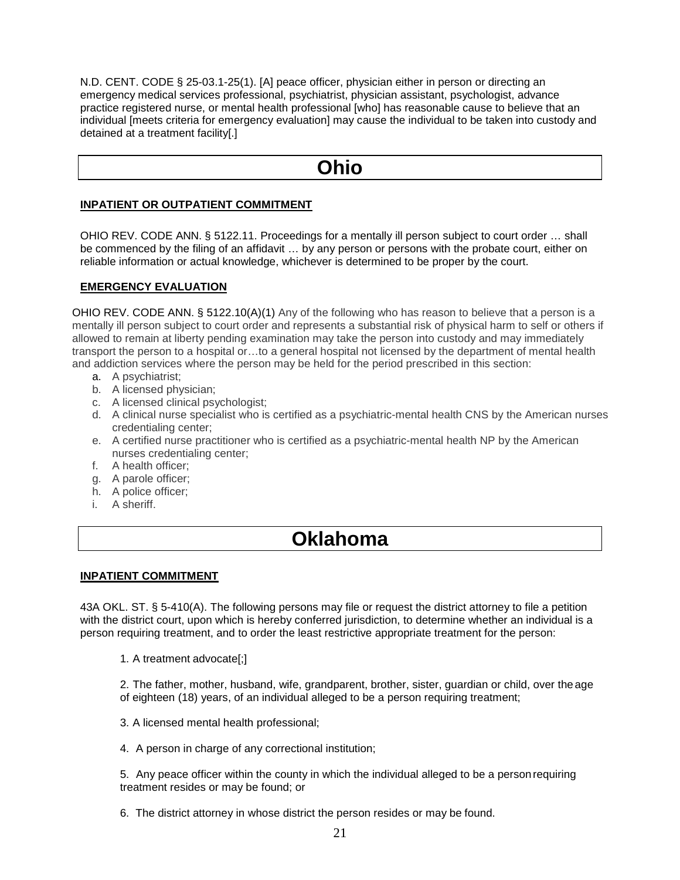N.D. CENT. CODE § 25-03.1-25(1). [A] peace officer, physician either in person or directing an emergency medical services professional, psychiatrist, physician assistant, psychologist, advance practice registered nurse, or mental health professional [who] has reasonable cause to believe that an individual [meets criteria for emergency evaluation] may cause the individual to be taken into custody and detained at a treatment facility[.]

# Ohio

**INPATIENT OR OUTPATIENT COMMITMENT**

OHIO REV. CODE ANN. § 5122.11. Proceedings for a mentally ill person subject to court order … shall be commenced by the filing of an affidavit … by any person or persons with the probate court, either on reliable information or actual knowledge, whichever is determined to be proper by the court.

**EMERGENCY EVALUATION**

OHIO REV. CODE ANN. § 5122.10(A)(1) Any of the following who has reason to believe that a person is a mentally ill person subject to court order and represents a substantial risk of physical harm to self or others if allowed to remain at liberty pending examination may take the person into custody and may immediately transport the person to a hospital or…to a general hospital not licensed by the department of mental health and addiction services where the person may be held for the period prescribed in this section:

a. A psychiatrist;
b. A licensed physician;
c. A licensed clinical psychologist;
d. A clinical nurse specialist who is certified as a psychiatric-mental health CNS by the American nurses credentialing center;
e. A certified nurse practitioner who is certified as a psychiatric-mental health NP by the American nurses credentialing center;
f. A health officer;
g. A parole officer;
h. A police officer;
i. A sheriff.

# Oklahoma

**INPATIENT COMMITMENT**

43A OKL. ST. § 5-410(A). The following persons may file or request the district attorney to file a petition with the district court, upon which is hereby conferred jurisdiction, to determine whether an individual is a person requiring treatment, and to order the least restrictive appropriate treatment for the person:

1. A treatment advocate[;]

2. The father, mother, husband, wife, grandparent, brother, sister, guardian or child, over the age of eighteen (18) years, of an individual alleged to be a person requiring treatment;

3. A licensed mental health professional;

4. A person in charge of any correctional institution;

5. Any peace officer within the county in which the individual alleged to be a person requiring treatment resides or may be found; or

6. The district attorney in whose district the person resides or may be found.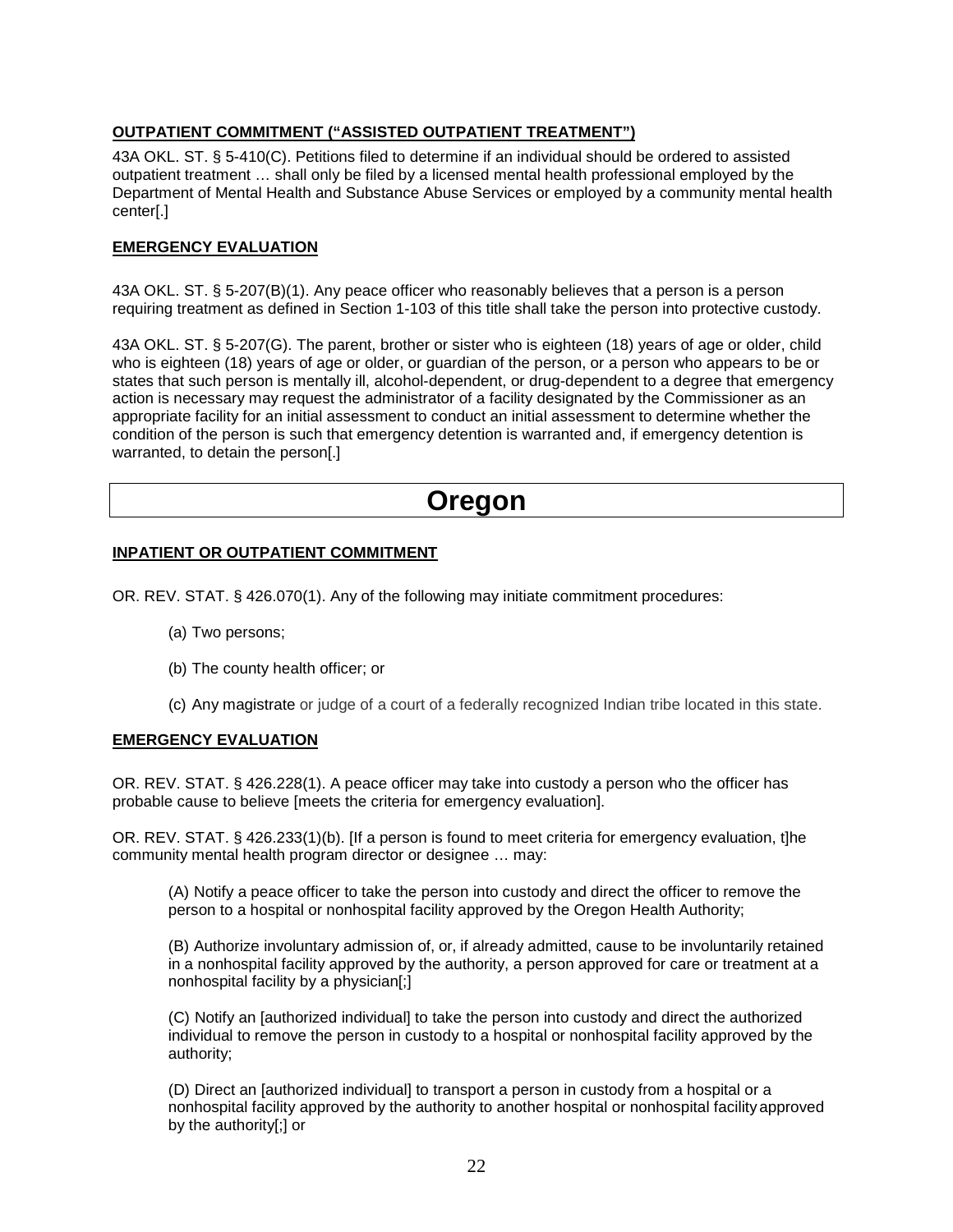**OUTPATIENT COMMITMENT ("ASSISTED OUTPATIENT TREATMENT")**

43A OKL. ST. § 5-410(C). Petitions filed to determine if an individual should be ordered to assisted outpatient treatment … shall only be filed by a licensed mental health professional employed by the Department of Mental Health and Substance Abuse Services or employed by a community mental health center[.]

**EMERGENCY EVALUATION**

43A OKL. ST. § 5-207(B)(1). Any peace officer who reasonably believes that a person is a person requiring treatment as defined in Section 1-103 of this title shall take the person into protective custody.

43A OKL. ST. § 5-207(G). The parent, brother or sister who is eighteen (18) years of age or older, child who is eighteen (18) years of age or older, or guardian of the person, or a person who appears to be or states that such person is mentally ill, alcohol-dependent, or drug-dependent to a degree that emergency action is necessary may request the administrator of a facility designated by the Commissioner as an appropriate facility for an initial assessment to conduct an initial assessment to determine whether the condition of the person is such that emergency detention is warranted and, if emergency detention is warranted, to detain the person[.]

# Oregon

**INPATIENT OR OUTPATIENT COMMITMENT**

OR. REV. STAT. § 426.070(1). Any of the following may initiate commitment procedures:

(a) Two persons;

(b) The county health officer; or

(c) Any magistrate or judge of a court of a federally recognized Indian tribe located in this state.

**EMERGENCY EVALUATION**

OR. REV. STAT. § 426.228(1). A peace officer may take into custody a person who the officer has probable cause to believe [meets the criteria for emergency evaluation].

OR. REV. STAT. § 426.233(1)(b). [If a person is found to meet criteria for emergency evaluation, t]he community mental health program director or designee … may:

(A) Notify a peace officer to take the person into custody and direct the officer to remove the person to a hospital or nonhospital facility approved by the Oregon Health Authority;

(B) Authorize involuntary admission of, or, if already admitted, cause to be involuntarily retained in a nonhospital facility approved by the authority, a person approved for care or treatment at a nonhospital facility by a physician[;]

(C) Notify an [authorized individual] to take the person into custody and direct the authorized individual to remove the person in custody to a hospital or nonhospital facility approved by the authority;

(D) Direct an [authorized individual] to transport a person in custody from a hospital or a nonhospital facility approved by the authority to another hospital or nonhospital facility approved by the authority[;] or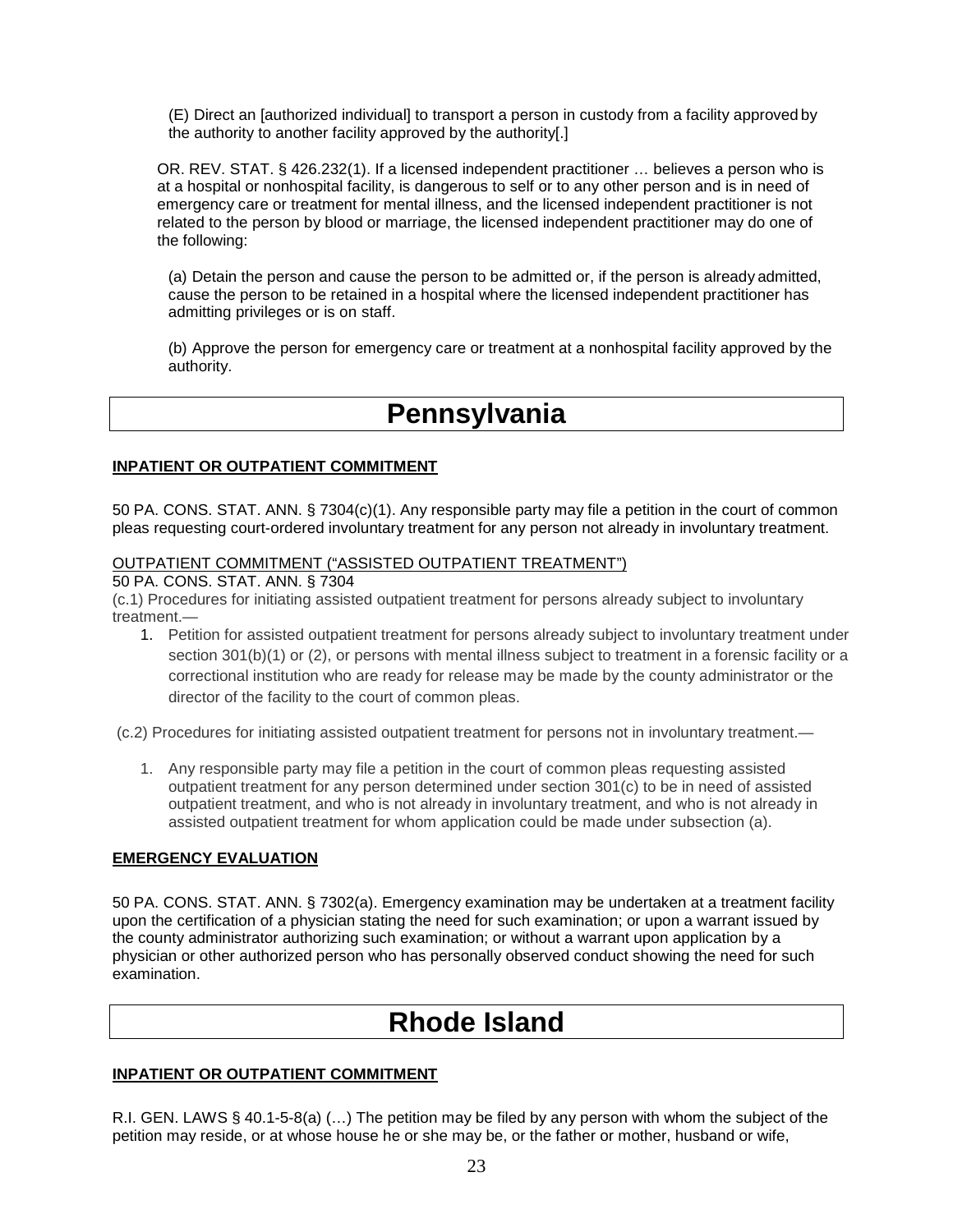(E) Direct an [authorized individual] to transport a person in custody from a facility approved by the authority to another facility approved by the authority[.]

OR. REV. STAT. § 426.232(1). If a licensed independent practitioner … believes a person who is at a hospital or nonhospital facility, is dangerous to self or to any other person and is in need of emergency care or treatment for mental illness, and the licensed independent practitioner is not related to the person by blood or marriage, the licensed independent practitioner may do one of the following:

(a) Detain the person and cause the person to be admitted or, if the person is already admitted, cause the person to be retained in a hospital where the licensed independent practitioner has admitting privileges or is on staff.

(b) Approve the person for emergency care or treatment at a nonhospital facility approved by the authority.

# Pennsylvania

**INPATIENT OR OUTPATIENT COMMITMENT**

50 PA. CONS. STAT. ANN. § 7304(c)(1). Any responsible party may file a petition in the court of common pleas requesting court-ordered involuntary treatment for any person not already in involuntary treatment.

OUTPATIENT COMMITMENT ("ASSISTED OUTPATIENT TREATMENT")

50 PA. CONS. STAT. ANN. § 7304

(c.1) Procedures for initiating assisted outpatient treatment for persons already subject to involuntary treatment.—

1. Petition for assisted outpatient treatment for persons already subject to involuntary treatment under section 301(b)(1) or (2), or persons with mental illness subject to treatment in a forensic facility or a correctional institution who are ready for release may be made by the county administrator or the director of the facility to the court of common pleas.

(c.2) Procedures for initiating assisted outpatient treatment for persons not in involuntary treatment.—

1. Any responsible party may file a petition in the court of common pleas requesting assisted outpatient treatment for any person determined under section 301(c) to be in need of assisted outpatient treatment, and who is not already in involuntary treatment, and who is not already in assisted outpatient treatment for whom application could be made under subsection (a).

**EMERGENCY EVALUATION**

50 PA. CONS. STAT. ANN. § 7302(a). Emergency examination may be undertaken at a treatment facility upon the certification of a physician stating the need for such examination; or upon a warrant issued by the county administrator authorizing such examination; or without a warrant upon application by a physician or other authorized person who has personally observed conduct showing the need for such examination.

# Rhode Island

**INPATIENT OR OUTPATIENT COMMITMENT**

R.I. GEN. LAWS § 40.1-5-8(a) (…) The petition may be filed by any person with whom the subject of the petition may reside, or at whose house he or she may be, or the father or mother, husband or wife,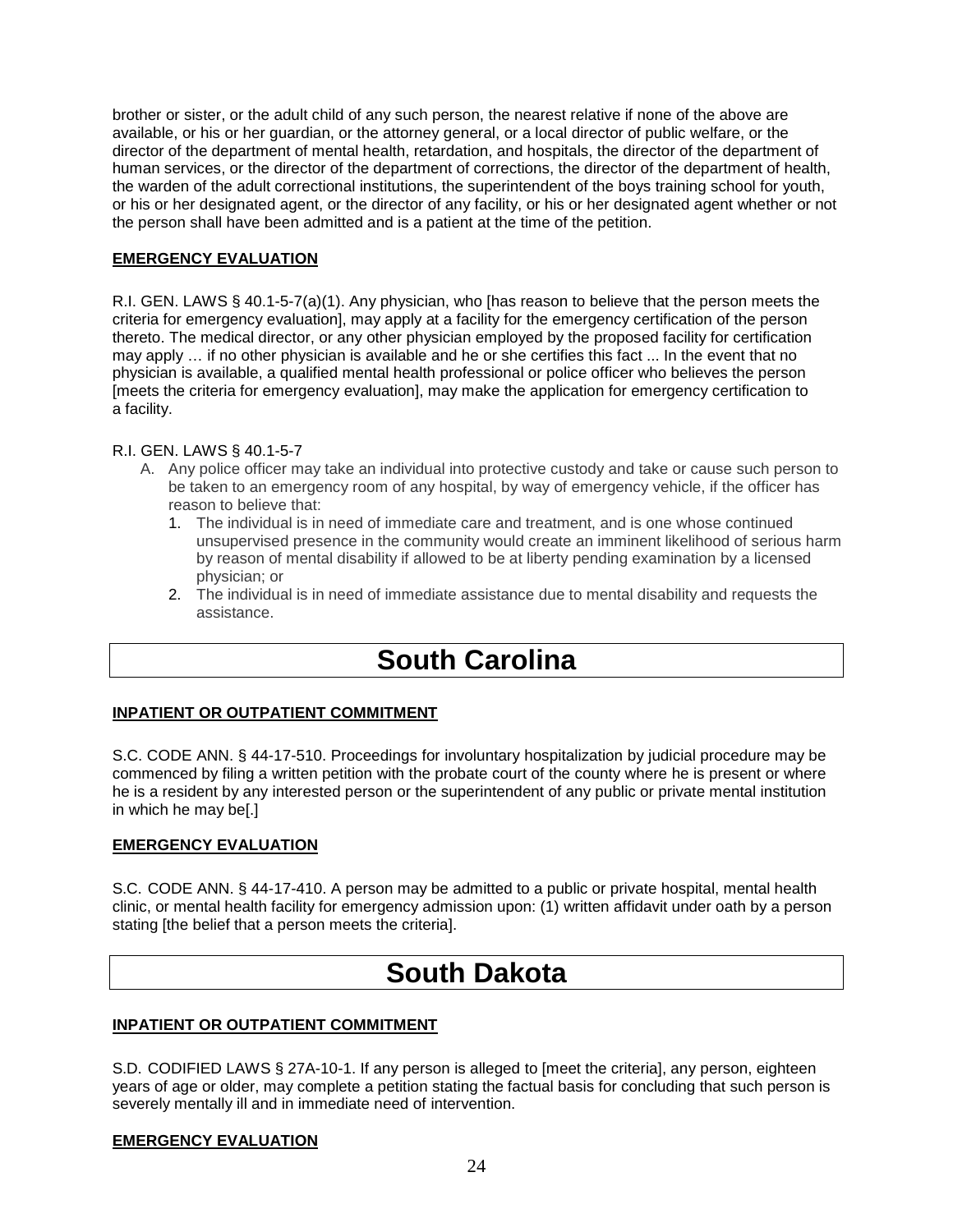brother or sister, or the adult child of any such person, the nearest relative if none of the above are available, or his or her guardian, or the attorney general, or a local director of public welfare, or the director of the department of mental health, retardation, and hospitals, the director of the department of human services, or the director of the department of corrections, the director of the department of health, the warden of the adult correctional institutions, the superintendent of the boys training school for youth, or his or her designated agent, or the director of any facility, or his or her designated agent whether or not the person shall have been admitted and is a patient at the time of the petition.

**EMERGENCY EVALUATION**

R.I. GEN. LAWS § 40.1-5-7(a)(1). Any physician, who [has reason to believe that the person meets the criteria for emergency evaluation], may apply at a facility for the emergency certification of the person thereto. The medical director, or any other physician employed by the proposed facility for certification may apply … if no other physician is available and he or she certifies this fact ... In the event that no physician is available, a qualified mental health professional or police officer who believes the person [meets the criteria for emergency evaluation], may make the application for emergency certification to a facility.

R.I. GEN. LAWS § 40.1-5-7

A. Any police officer may take an individual into protective custody and take or cause such person to be taken to an emergency room of any hospital, by way of emergency vehicle, if the officer has reason to believe that:
   1. The individual is in need of immediate care and treatment, and is one whose continued unsupervised presence in the community would create an imminent likelihood of serious harm by reason of mental disability if allowed to be at liberty pending examination by a licensed physician; or
   2. The individual is in need of immediate assistance due to mental disability and requests the assistance.

# South Carolina

**INPATIENT OR OUTPATIENT COMMITMENT**

S.C. CODE ANN. § 44-17-510. Proceedings for involuntary hospitalization by judicial procedure may be commenced by filing a written petition with the probate court of the county where he is present or where he is a resident by any interested person or the superintendent of any public or private mental institution in which he may be[.]

**EMERGENCY EVALUATION**

S.C. CODE ANN. § 44-17-410. A person may be admitted to a public or private hospital, mental health clinic, or mental health facility for emergency admission upon: (1) written affidavit under oath by a person stating [the belief that a person meets the criteria].

# South Dakota

**INPATIENT OR OUTPATIENT COMMITMENT**

S.D. CODIFIED LAWS § 27A-10-1. If any person is alleged to [meet the criteria], any person, eighteen years of age or older, may complete a petition stating the factual basis for concluding that such person is severely mentally ill and in immediate need of intervention.

**EMERGENCY EVALUATION**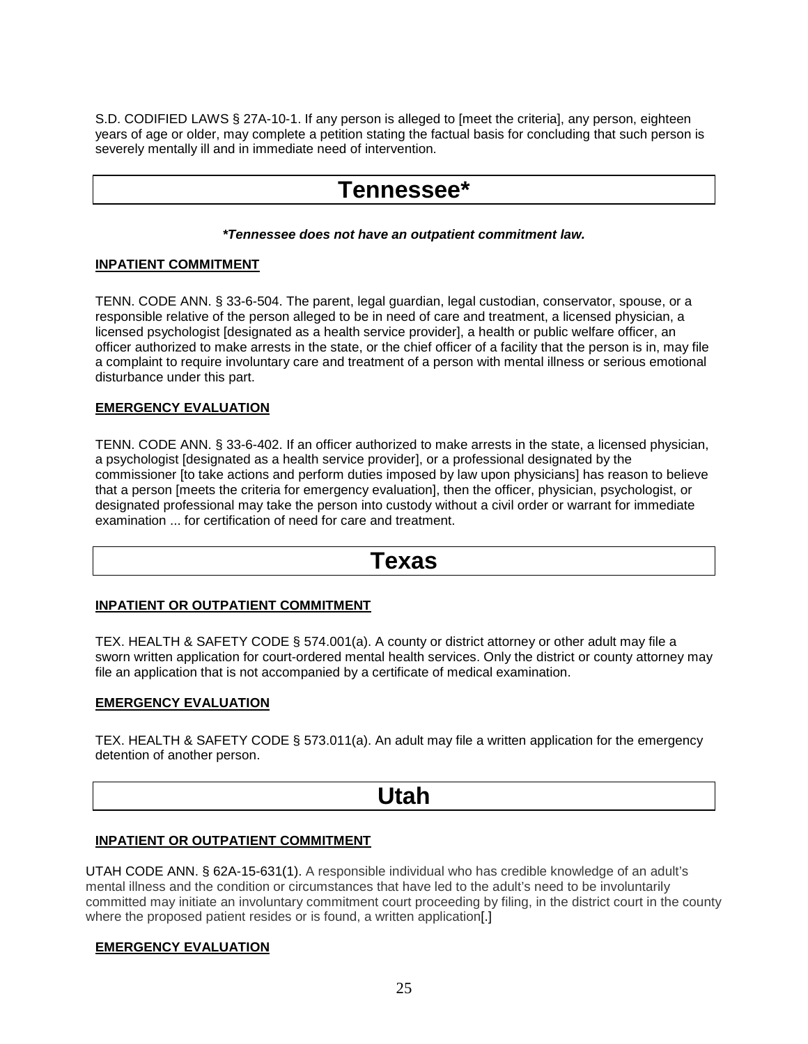S.D. CODIFIED LAWS § 27A-10-1. If any person is alleged to [meet the criteria], any person, eighteen years of age or older, may complete a petition stating the factual basis for concluding that such person is severely mentally ill and in immediate need of intervention.

# Tennessee*

***Tennessee does not have an outpatient commitment law.***

**INPATIENT COMMITMENT**

TENN. CODE ANN. § 33-6-504. The parent, legal guardian, legal custodian, conservator, spouse, or a responsible relative of the person alleged to be in need of care and treatment, a licensed physician, a licensed psychologist [designated as a health service provider], a health or public welfare officer, an officer authorized to make arrests in the state, or the chief officer of a facility that the person is in, may file a complaint to require involuntary care and treatment of a person with mental illness or serious emotional disturbance under this part.

**EMERGENCY EVALUATION**

TENN. CODE ANN. § 33-6-402. If an officer authorized to make arrests in the state, a licensed physician, a psychologist [designated as a health service provider], or a professional designated by the commissioner [to take actions and perform duties imposed by law upon physicians] has reason to believe that a person [meets the criteria for emergency evaluation], then the officer, physician, psychologist, or designated professional may take the person into custody without a civil order or warrant for immediate examination ... for certification of need for care and treatment.

# Texas

**INPATIENT OR OUTPATIENT COMMITMENT**

TEX. HEALTH & SAFETY CODE § 574.001(a). A county or district attorney or other adult may file a sworn written application for court-ordered mental health services. Only the district or county attorney may file an application that is not accompanied by a certificate of medical examination.

**EMERGENCY EVALUATION**

TEX. HEALTH & SAFETY CODE § 573.011(a). An adult may file a written application for the emergency detention of another person.

# Utah

**INPATIENT OR OUTPATIENT COMMITMENT**

UTAH CODE ANN. § 62A-15-631(1). A responsible individual who has credible knowledge of an adult's mental illness and the condition or circumstances that have led to the adult's need to be involuntarily committed may initiate an involuntary commitment court proceeding by filing, in the district court in the county where the proposed patient resides or is found, a written application[.]

**EMERGENCY EVALUATION**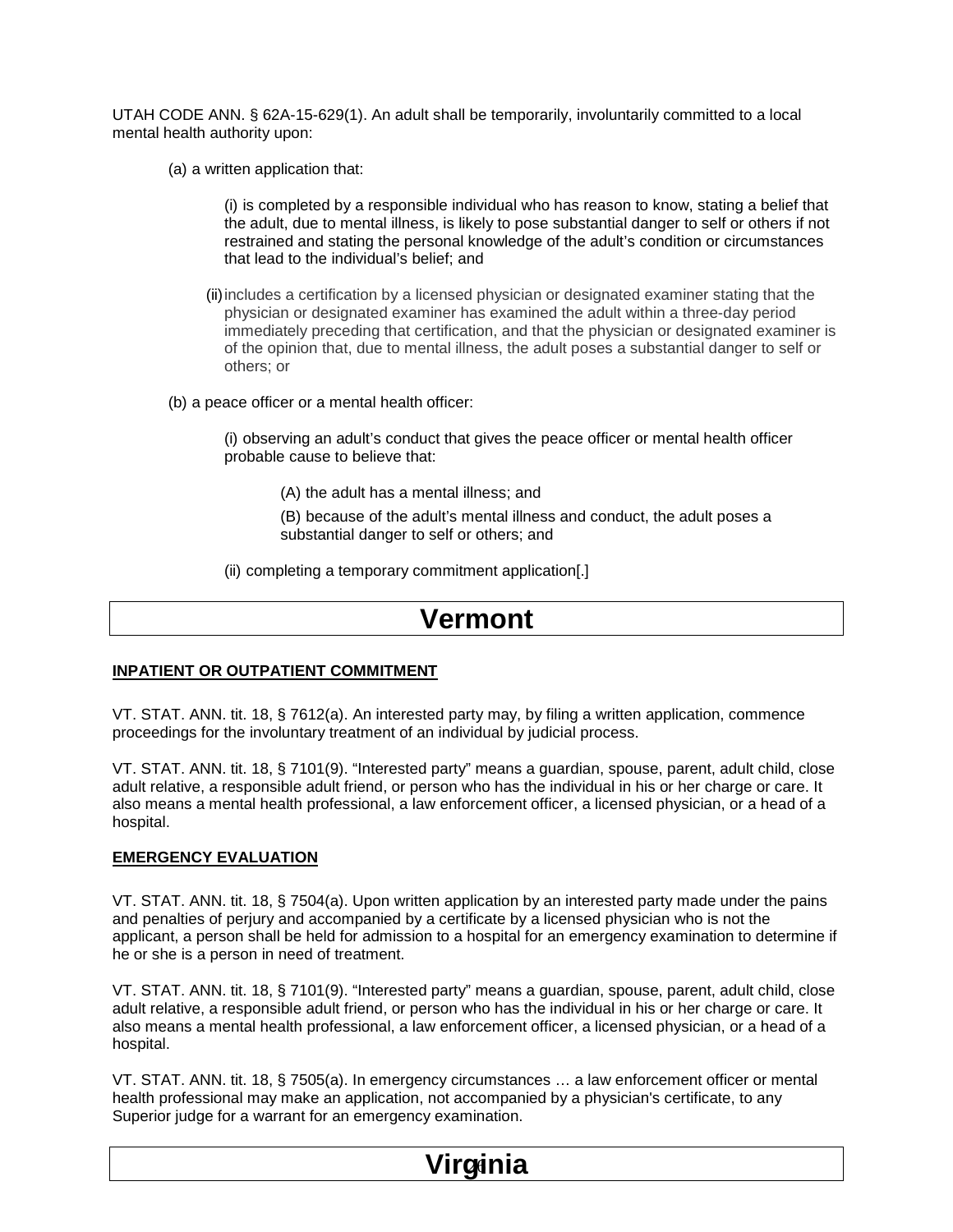UTAH CODE ANN. § 62A-15-629(1). An adult shall be temporarily, involuntarily committed to a local mental health authority upon:

(a) a written application that:

(i) is completed by a responsible individual who has reason to know, stating a belief that the adult, due to mental illness, is likely to pose substantial danger to self or others if not restrained and stating the personal knowledge of the adult's condition or circumstances that lead to the individual's belief; and

(ii) includes a certification by a licensed physician or designated examiner stating that the physician or designated examiner has examined the adult within a three-day period immediately preceding that certification, and that the physician or designated examiner is of the opinion that, due to mental illness, the adult poses a substantial danger to self or others; or

(b) a peace officer or a mental health officer:

(i) observing an adult's conduct that gives the peace officer or mental health officer probable cause to believe that:

(A) the adult has a mental illness; and

(B) because of the adult's mental illness and conduct, the adult poses a substantial danger to self or others; and

(ii) completing a temporary commitment application[.]

# Vermont

**INPATIENT OR OUTPATIENT COMMITMENT**

VT. STAT. ANN. tit. 18, § 7612(a). An interested party may, by filing a written application, commence proceedings for the involuntary treatment of an individual by judicial process.

VT. STAT. ANN. tit. 18, § 7101(9). "Interested party" means a guardian, spouse, parent, adult child, close adult relative, a responsible adult friend, or person who has the individual in his or her charge or care. It also means a mental health professional, a law enforcement officer, a licensed physician, or a head of a hospital.

**EMERGENCY EVALUATION**

VT. STAT. ANN. tit. 18, § 7504(a). Upon written application by an interested party made under the pains and penalties of perjury and accompanied by a certificate by a licensed physician who is not the applicant, a person shall be held for admission to a hospital for an emergency examination to determine if he or she is a person in need of treatment.

VT. STAT. ANN. tit. 18, § 7101(9). "Interested party" means a guardian, spouse, parent, adult child, close adult relative, a responsible adult friend, or person who has the individual in his or her charge or care. It also means a mental health professional, a law enforcement officer, a licensed physician, or a head of a hospital.

VT. STAT. ANN. tit. 18, § 7505(a). In emergency circumstances … a law enforcement officer or mental health professional may make an application, not accompanied by a physician's certificate, to any Superior judge for a warrant for an emergency examination.

# Virginia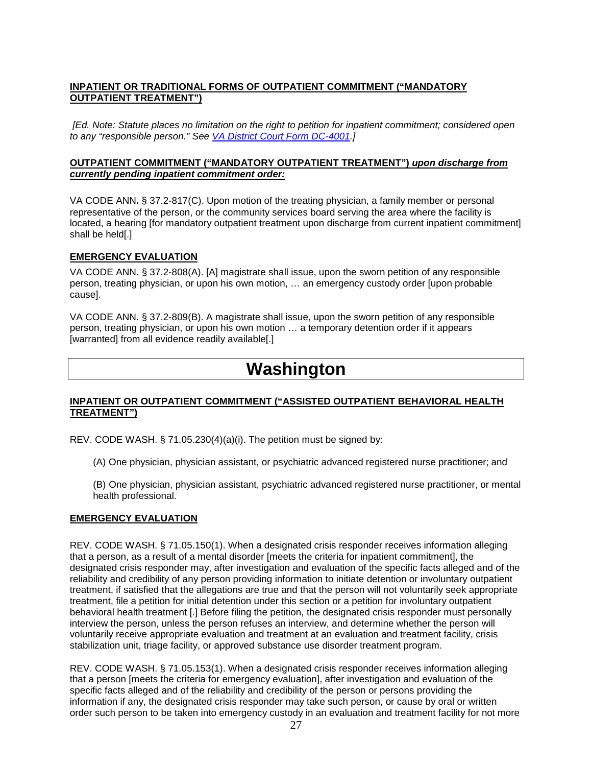**INPATIENT OR TRADITIONAL FORMS OF OUTPATIENT COMMITMENT ("MANDATORY OUTPATIENT TREATMENT")**

*[Ed. Note: Statute places no limitation on the right to petition for inpatient commitment; considered open to any "responsible person." See VA District Court Form DC-4001.]*

**OUTPATIENT COMMITMENT ("MANDATORY OUTPATIENT TREATMENT") *upon discharge from currently pending inpatient commitment order:***

VA CODE ANN**.** § 37.2-817(C). Upon motion of the treating physician, a family member or personal representative of the person, or the community services board serving the area where the facility is located, a hearing [for mandatory outpatient treatment upon discharge from current inpatient commitment] shall be held[.]

**EMERGENCY EVALUATION**

VA CODE ANN. § 37.2-808(A). [A] magistrate shall issue, upon the sworn petition of any responsible person, treating physician, or upon his own motion, … an emergency custody order [upon probable cause].

VA CODE ANN. § 37.2-809(B). A magistrate shall issue, upon the sworn petition of any responsible person, treating physician, or upon his own motion … a temporary detention order if it appears [warranted] from all evidence readily available[.]

# Washington

**INPATIENT OR OUTPATIENT COMMITMENT ("ASSISTED OUTPATIENT BEHAVIORAL HEALTH TREATMENT")**

REV. CODE WASH. § 71.05.230(4)(a)(i). The petition must be signed by:

(A) One physician, physician assistant, or psychiatric advanced registered nurse practitioner; and

(B) One physician, physician assistant, psychiatric advanced registered nurse practitioner, or mental health professional.

**EMERGENCY EVALUATION**

REV. CODE WASH. § 71.05.150(1). When a designated crisis responder receives information alleging that a person, as a result of a mental disorder [meets the criteria for inpatient commitment], the designated crisis responder may, after investigation and evaluation of the specific facts alleged and of the reliability and credibility of any person providing information to initiate detention or involuntary outpatient treatment, if satisfied that the allegations are true and that the person will not voluntarily seek appropriate treatment, file a petition for initial detention under this section or a petition for involuntary outpatient behavioral health treatment [.] Before filing the petition, the designated crisis responder must personally interview the person, unless the person refuses an interview, and determine whether the person will voluntarily receive appropriate evaluation and treatment at an evaluation and treatment facility, crisis stabilization unit, triage facility, or approved substance use disorder treatment program.

REV. CODE WASH. § 71.05.153(1). When a designated crisis responder receives information alleging that a person [meets the criteria for emergency evaluation], after investigation and evaluation of the specific facts alleged and of the reliability and credibility of the person or persons providing the information if any, the designated crisis responder may take such person, or cause by oral or written order such person to be taken into emergency custody in an evaluation and treatment facility for not more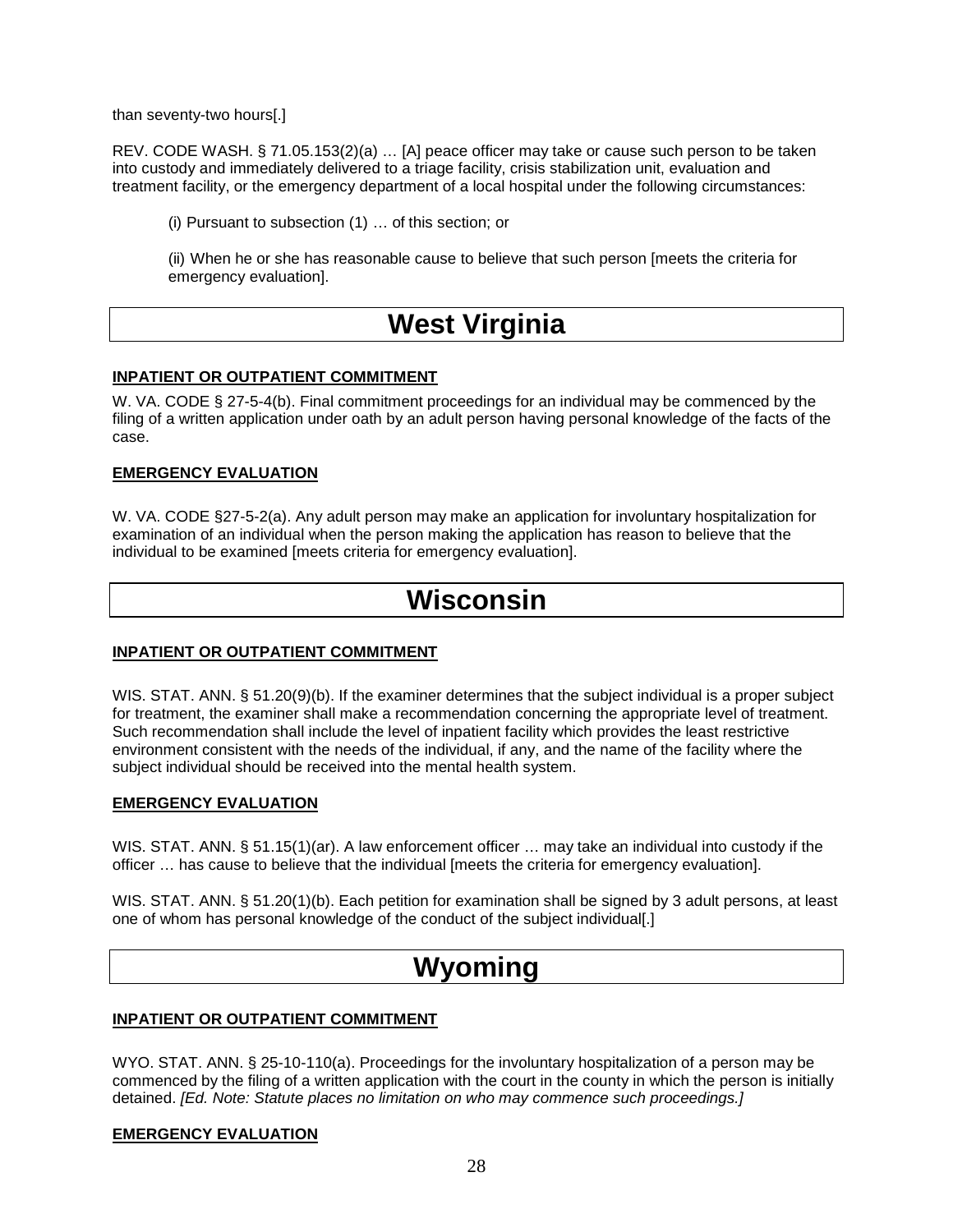than seventy-two hours[.]

REV. CODE WASH. § 71.05.153(2)(a) … [A] peace officer may take or cause such person to be taken into custody and immediately delivered to a triage facility, crisis stabilization unit, evaluation and treatment facility, or the emergency department of a local hospital under the following circumstances:

> (i) Pursuant to subsection (1) … of this section; or
>
> (ii) When he or she has reasonable cause to believe that such person [meets the criteria for emergency evaluation].

# West Virginia

**INPATIENT OR OUTPATIENT COMMITMENT**

W. VA. CODE § 27-5-4(b). Final commitment proceedings for an individual may be commenced by the filing of a written application under oath by an adult person having personal knowledge of the facts of the case.

**EMERGENCY EVALUATION**

W. VA. CODE §27-5-2(a). Any adult person may make an application for involuntary hospitalization for examination of an individual when the person making the application has reason to believe that the individual to be examined [meets criteria for emergency evaluation].

# Wisconsin

**INPATIENT OR OUTPATIENT COMMITMENT**

WIS. STAT. ANN. § 51.20(9)(b). If the examiner determines that the subject individual is a proper subject for treatment, the examiner shall make a recommendation concerning the appropriate level of treatment. Such recommendation shall include the level of inpatient facility which provides the least restrictive environment consistent with the needs of the individual, if any, and the name of the facility where the subject individual should be received into the mental health system.

**EMERGENCY EVALUATION**

WIS. STAT. ANN. § 51.15(1)(ar). A law enforcement officer … may take an individual into custody if the officer … has cause to believe that the individual [meets the criteria for emergency evaluation].

WIS. STAT. ANN. § 51.20(1)(b). Each petition for examination shall be signed by 3 adult persons, at least one of whom has personal knowledge of the conduct of the subject individual[.]

# Wyoming

**INPATIENT OR OUTPATIENT COMMITMENT**

WYO. STAT. ANN. § 25-10-110(a). Proceedings for the involuntary hospitalization of a person may be commenced by the filing of a written application with the court in the county in which the person is initially detained. *[Ed. Note: Statute places no limitation on who may commence such proceedings.]*

**EMERGENCY EVALUATION**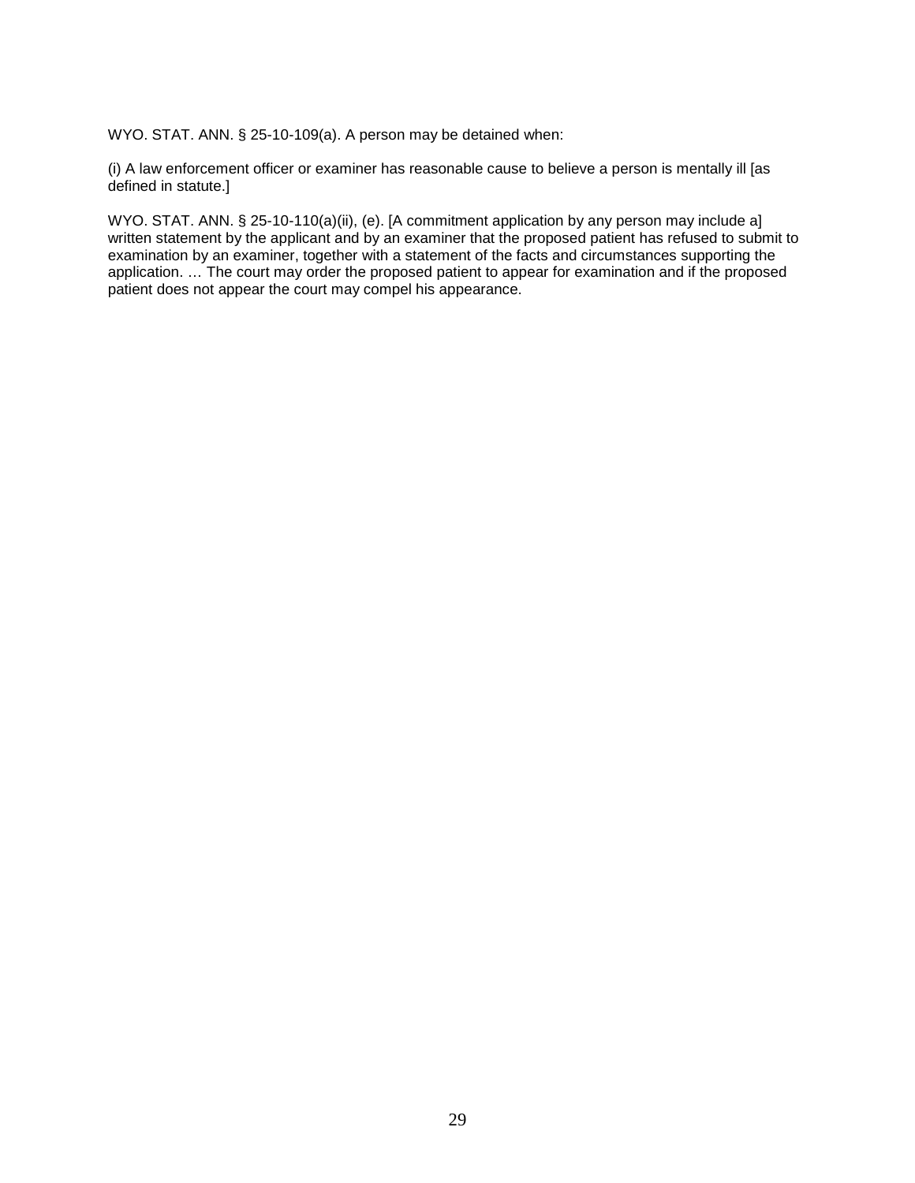WYO. STAT. ANN. § 25-10-109(a). A person may be detained when:

(i) A law enforcement officer or examiner has reasonable cause to believe a person is mentally ill [as defined in statute.]

WYO. STAT. ANN. § 25-10-110(a)(ii), (e). [A commitment application by any person may include a] written statement by the applicant and by an examiner that the proposed patient has refused to submit to examination by an examiner, together with a statement of the facts and circumstances supporting the application. … The court may order the proposed patient to appear for examination and if the proposed patient does not appear the court may compel his appearance.